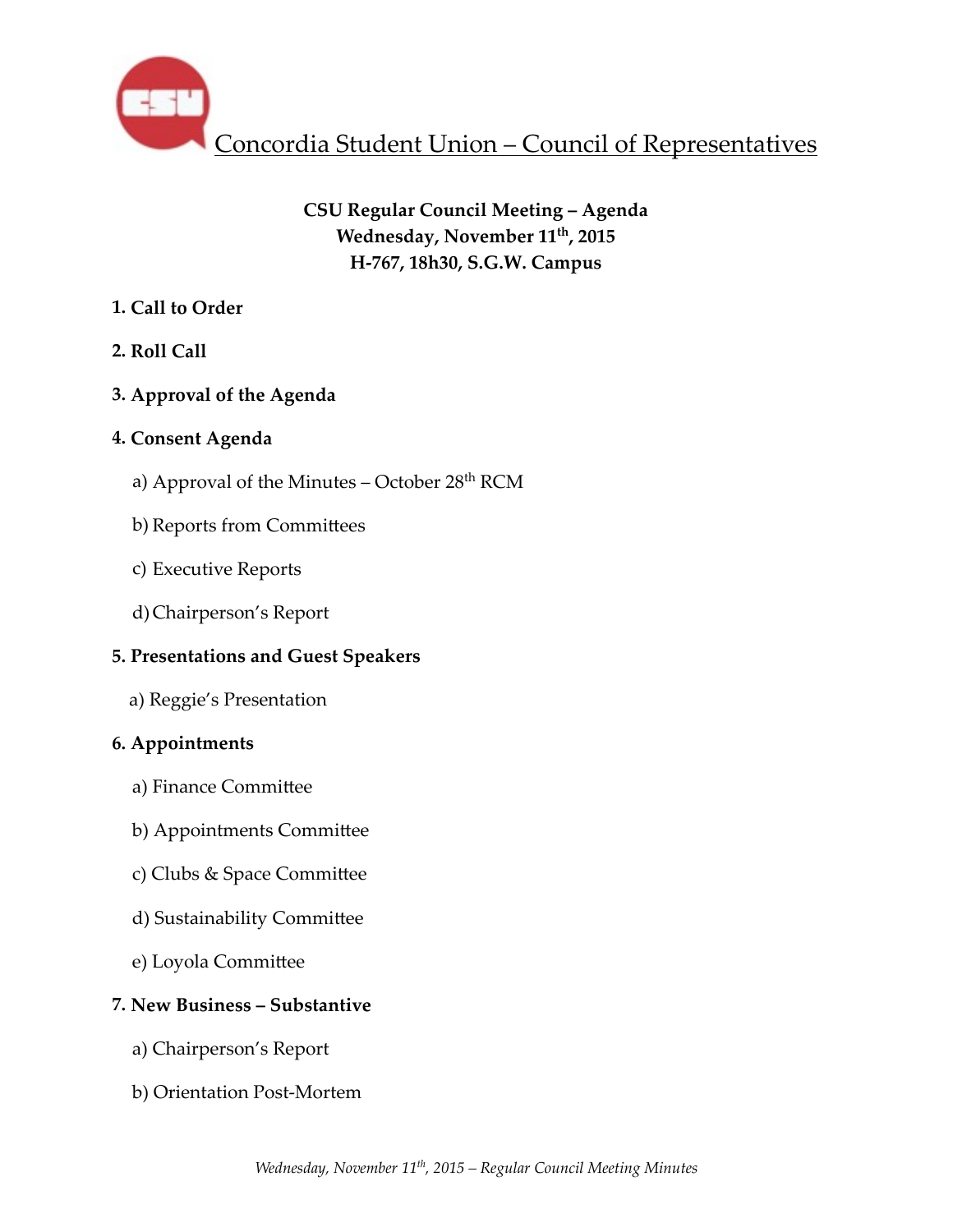# Concordia Student Union – Council of Representatives

**CSU Regular Council Meeting – Agenda**
**Wednesday, November 11th, 2015**
**H-767, 18h30, S.G.W. Campus**

**1. Call to Order**

**2. Roll Call**

**3. Approval of the Agenda**

**4. Consent Agenda**

a) Approval of the Minutes – October 28th RCM

b) Reports from Committees

c) Executive Reports

d) Chairperson's Report

**5. Presentations and Guest Speakers**

a) Reggie's Presentation

**6. Appointments**

a) Finance Committee

b) Appointments Committee

c) Clubs & Space Committee

d) Sustainability Committee

e) Loyola Committee

**7. New Business – Substantive**

a) Chairperson's Report

b) Orientation Post-Mortem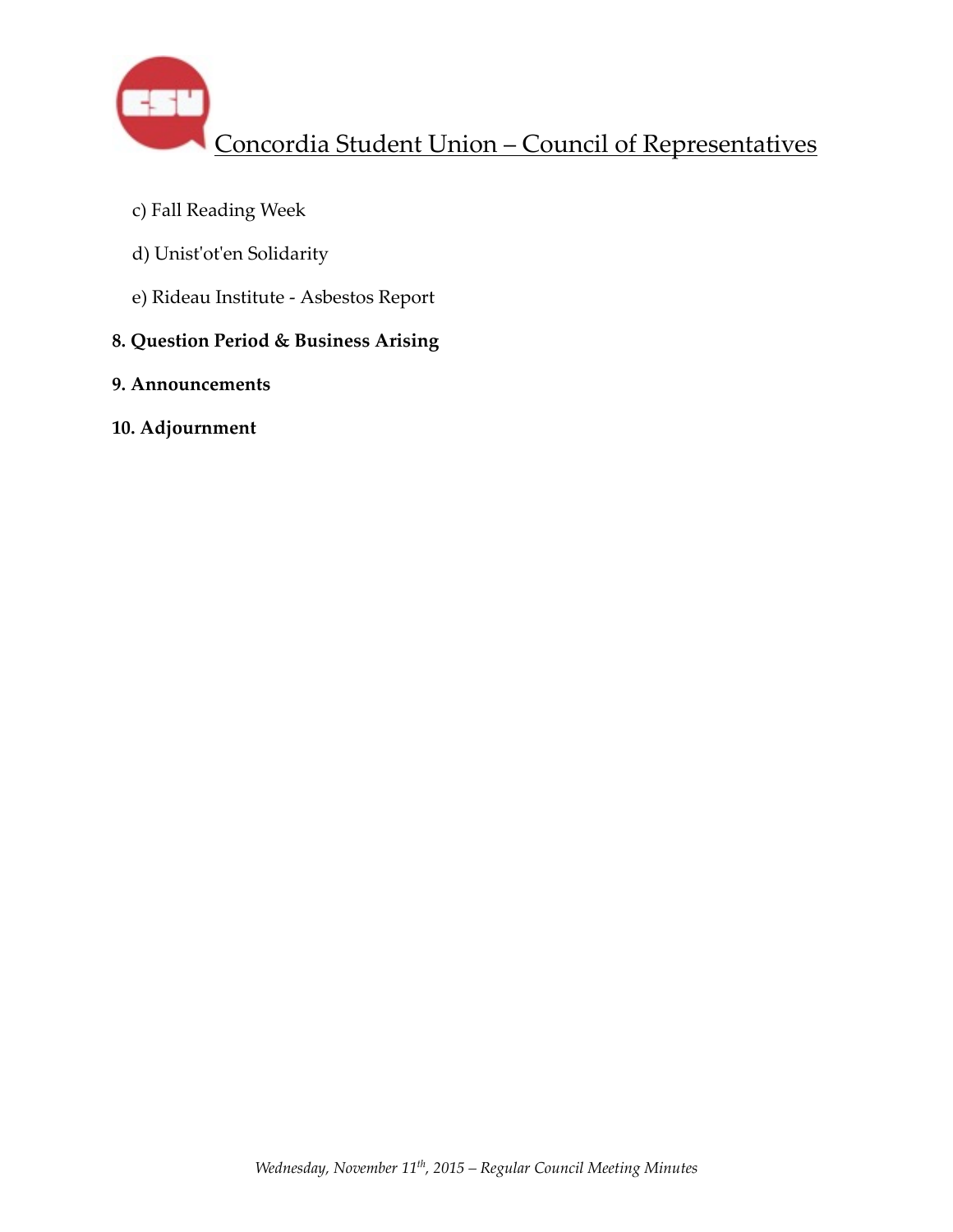c) Fall Reading Week

d) Unist'ot'en Solidarity

e) Rideau Institute - Asbestos Report

**8. Question Period & Business Arising**

**9. Announcements**

**10. Adjournment**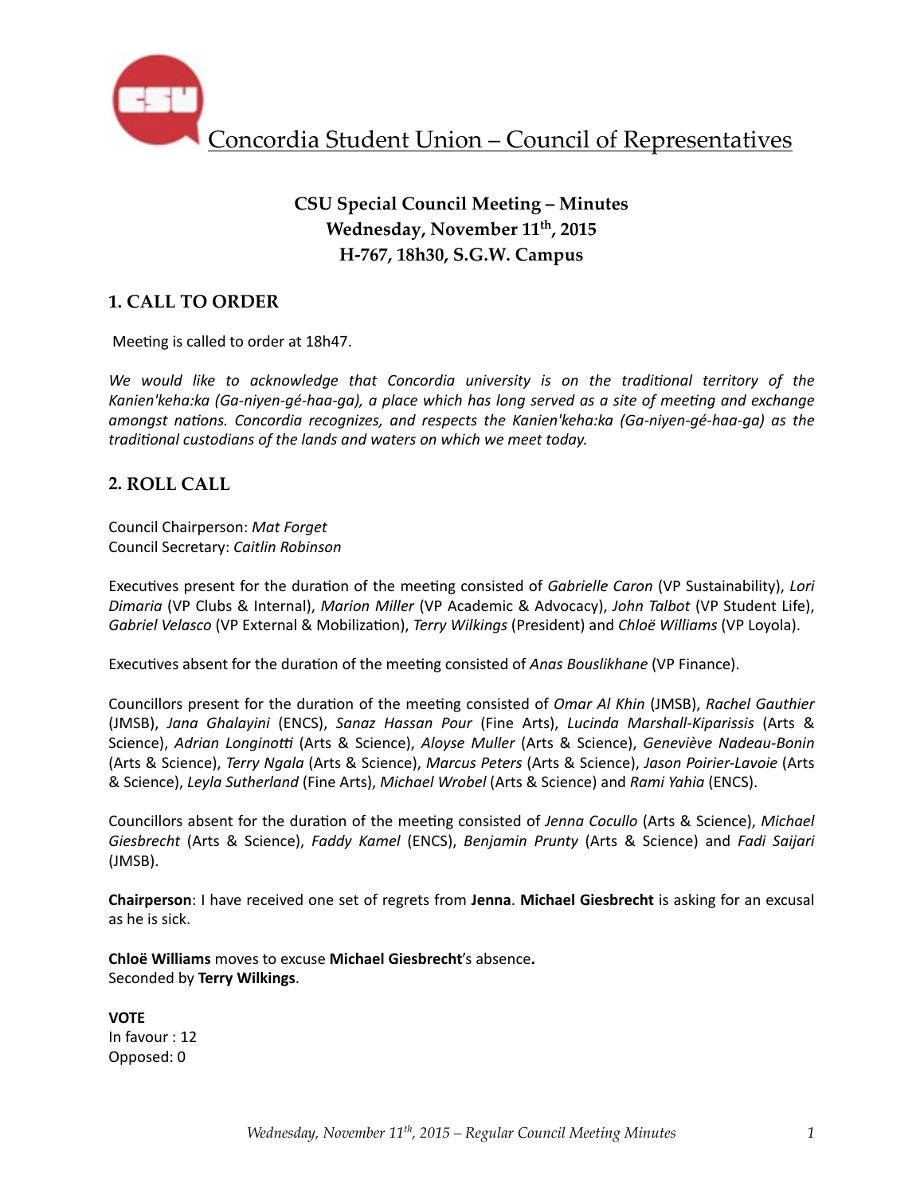# Concordia Student Union – Council of Representatives

**CSU Special Council Meeting – Minutes**
**Wednesday, November 11th, 2015**
**H-767, 18h30, S.G.W. Campus**

## 1. CALL TO ORDER

Meeting is called to order at 18h47.

*We would like to acknowledge that Concordia university is on the traditional territory of the Kanien'keha:ka (Ga-niyen-gé-haa-ga), a place which has long served as a site of meeting and exchange amongst nations. Concordia recognizes, and respects the Kanien'keha:ka (Ga-niyen-gé-haa-ga) as the traditional custodians of the lands and waters on which we meet today.*

## 2. ROLL CALL

Council Chairperson: *Mat Forget*
Council Secretary: *Caitlin Robinson*

Executives present for the duration of the meeting consisted of *Gabrielle Caron* (VP Sustainability), *Lori Dimaria* (VP Clubs & Internal), *Marion Miller* (VP Academic & Advocacy), *John Talbot* (VP Student Life), *Gabriel Velasco* (VP External & Mobilization), *Terry Wilkings* (President) and *Chloë Williams* (VP Loyola).

Executives absent for the duration of the meeting consisted of *Anas Bouslikhane* (VP Finance).

Councillors present for the duration of the meeting consisted of *Omar Al Khin* (JMSB), *Rachel Gauthier* (JMSB), *Jana Ghalayini* (ENCS), *Sanaz Hassan Pour* (Fine Arts), *Lucinda Marshall-Kiparissis* (Arts & Science), *Adrian Longinotti* (Arts & Science), *Aloyse Muller* (Arts & Science), *Geneviève Nadeau-Bonin* (Arts & Science), *Terry Ngala* (Arts & Science), *Marcus Peters* (Arts & Science), *Jason Poirier-Lavoie* (Arts & Science), *Leyla Sutherland* (Fine Arts), *Michael Wrobel* (Arts & Science) and *Rami Yahia* (ENCS).

Councillors absent for the duration of the meeting consisted of *Jenna Cocullo* (Arts & Science), *Michael Giesbrecht* (Arts & Science), *Faddy Kamel* (ENCS), *Benjamin Prunty* (Arts & Science) and *Fadi Saijari* (JMSB).

**Chairperson**: I have received one set of regrets from **Jenna**. **Michael Giesbrecht** is asking for an excusal as he is sick.

**Chloë Williams** moves to excuse **Michael Giesbrecht**'s absence.
Seconded by **Terry Wilkings**.

**VOTE**
In favour : 12
Opposed: 0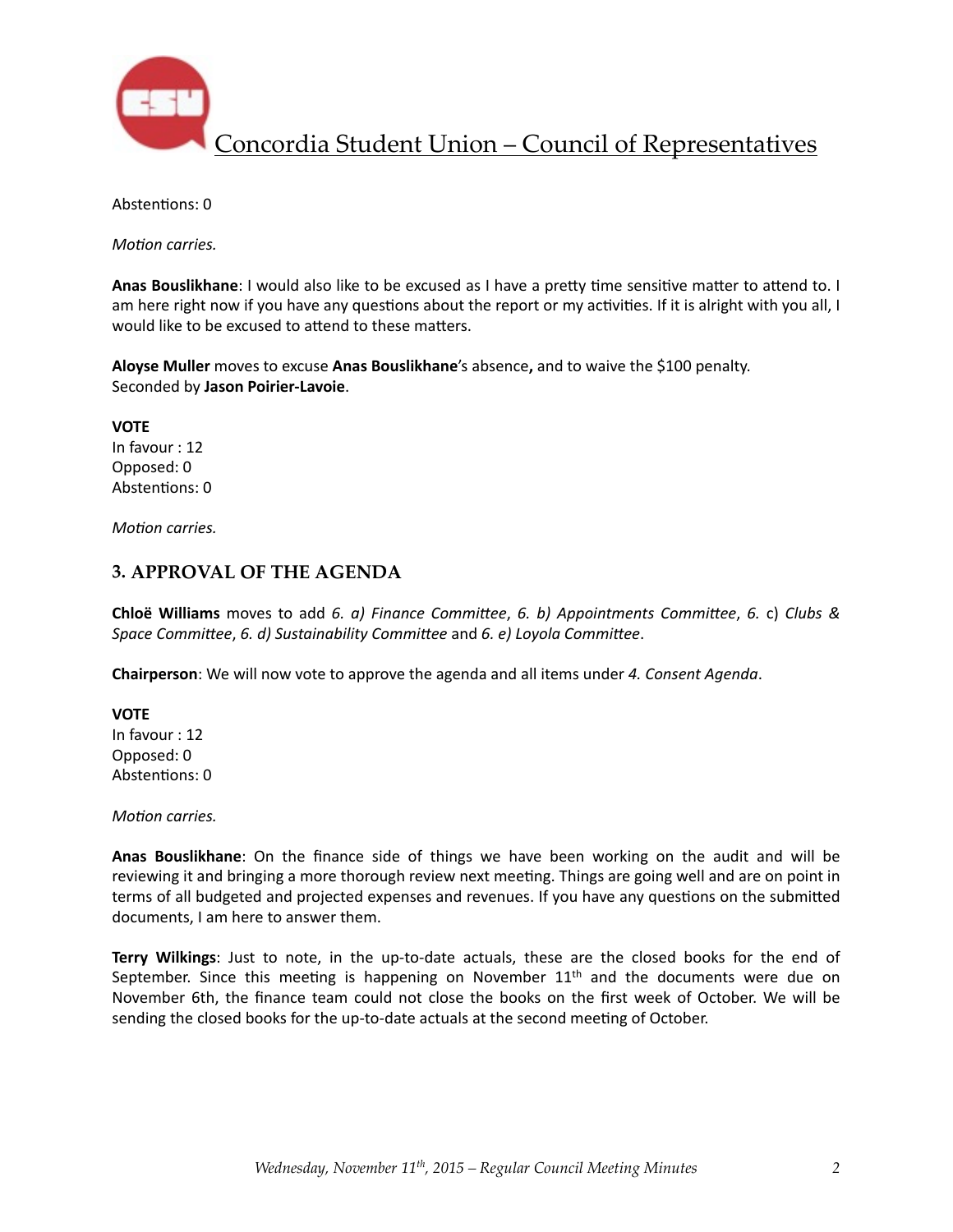Abstentions: 0

*Motion carries.*

**Anas Bouslikhane**: I would also like to be excused as I have a pretty time sensitive matter to attend to. I am here right now if you have any questions about the report or my activities. If it is alright with you all, I would like to be excused to attend to these matters.

**Aloyse Muller** moves to excuse **Anas Bouslikhane**'s absence**,** and to waive the $100 penalty. Seconded by **Jason Poirier-Lavoie**.

**VOTE**
In favour : 12
Opposed: 0
Abstentions: 0

*Motion carries.*

## 3. APPROVAL OF THE AGENDA

**Chloë Williams** moves to add *6. a) Finance Committee*, *6. b) Appointments Committee*, *6.* c) *Clubs & Space Committee*, *6. d) Sustainability Committee* and *6. e) Loyola Committee*.

**Chairperson**: We will now vote to approve the agenda and all items under *4. Consent Agenda*.

**VOTE**
In favour : 12
Opposed: 0
Abstentions: 0

*Motion carries.*

**Anas Bouslikhane**: On the finance side of things we have been working on the audit and will be reviewing it and bringing a more thorough review next meeting. Things are going well and are on point in terms of all budgeted and projected expenses and revenues. If you have any questions on the submitted documents, I am here to answer them.

**Terry Wilkings**: Just to note, in the up-to-date actuals, these are the closed books for the end of September. Since this meeting is happening on November 11th and the documents were due on November 6th, the finance team could not close the books on the first week of October. We will be sending the closed books for the up-to-date actuals at the second meeting of October.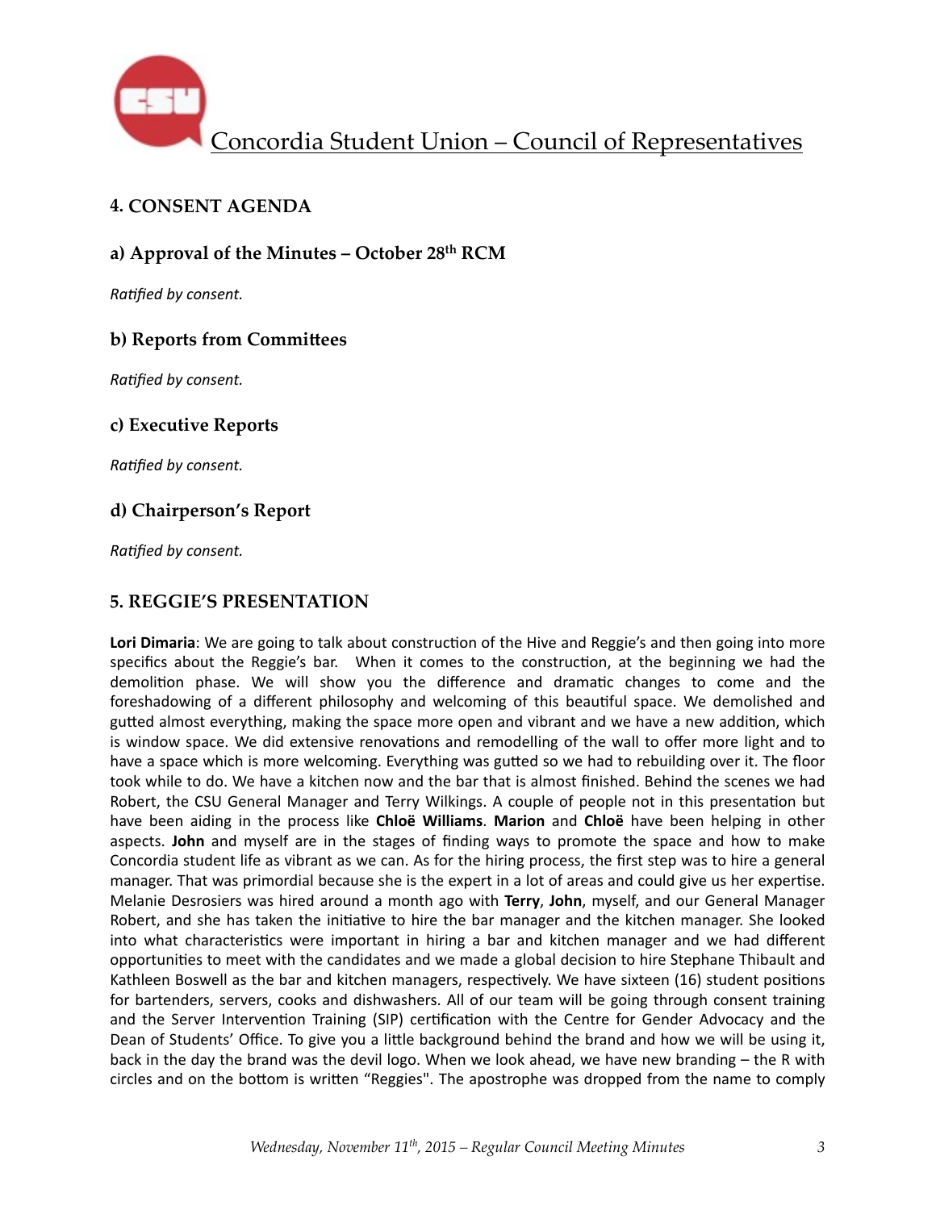## 4. CONSENT AGENDA

### a) Approval of the Minutes – October 28th RCM

*Ratified by consent.*

### b) Reports from Committees

*Ratified by consent.*

### c) Executive Reports

*Ratified by consent.*

### d) Chairperson's Report

*Ratified by consent.*

## 5. REGGIE'S PRESENTATION

**Lori Dimaria**: We are going to talk about construction of the Hive and Reggie's and then going into more specifics about the Reggie's bar. When it comes to the construction, at the beginning we had the demolition phase. We will show you the difference and dramatic changes to come and the foreshadowing of a different philosophy and welcoming of this beautiful space. We demolished and gutted almost everything, making the space more open and vibrant and we have a new addition, which is window space. We did extensive renovations and remodelling of the wall to offer more light and to have a space which is more welcoming. Everything was gutted so we had to rebuilding over it. The floor took while to do. We have a kitchen now and the bar that is almost finished. Behind the scenes we had Robert, the CSU General Manager and Terry Wilkings. A couple of people not in this presentation but have been aiding in the process like **Chloë Williams**. **Marion** and **Chloë** have been helping in other aspects. **John** and myself are in the stages of finding ways to promote the space and how to make Concordia student life as vibrant as we can. As for the hiring process, the first step was to hire a general manager. That was primordial because she is the expert in a lot of areas and could give us her expertise. Melanie Desrosiers was hired around a month ago with **Terry**, **John**, myself, and our General Manager Robert, and she has taken the initiative to hire the bar manager and the kitchen manager. She looked into what characteristics were important in hiring a bar and kitchen manager and we had different opportunities to meet with the candidates and we made a global decision to hire Stephane Thibault and Kathleen Boswell as the bar and kitchen managers, respectively. We have sixteen (16) student positions for bartenders, servers, cooks and dishwashers. All of our team will be going through consent training and the Server Intervention Training (SIP) certification with the Centre for Gender Advocacy and the Dean of Students' Office. To give you a little background behind the brand and how we will be using it, back in the day the brand was the devil logo. When we look ahead, we have new branding – the R with circles and on the bottom is written "Reggies". The apostrophe was dropped from the name to comply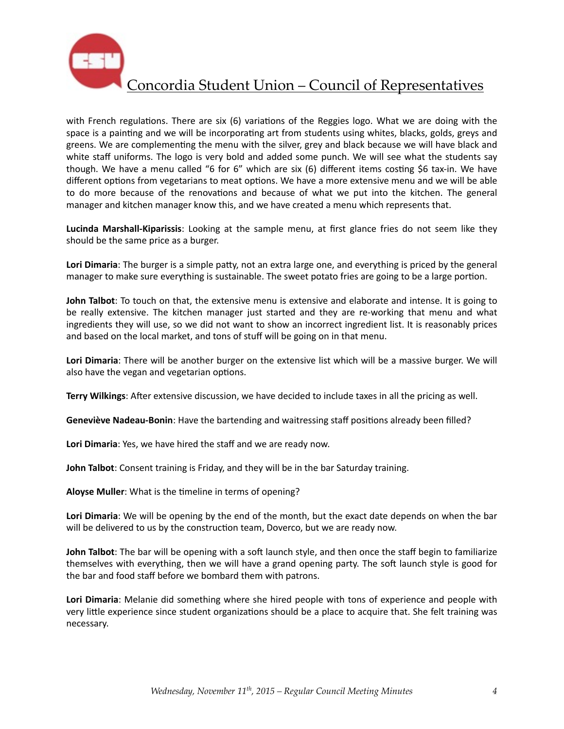with French regulations. There are six (6) variations of the Reggies logo. What we are doing with the space is a painting and we will be incorporating art from students using whites, blacks, golds, greys and greens. We are complementing the menu with the silver, grey and black because we will have black and white staff uniforms. The logo is very bold and added some punch. We will see what the students say though. We have a menu called "6 for 6" which are six (6) different items costing $6 tax-in. We have different options from vegetarians to meat options. We have a more extensive menu and we will be able to do more because of the renovations and because of what we put into the kitchen. The general manager and kitchen manager know this, and we have created a menu which represents that.

**Lucinda Marshall-Kiparissis**: Looking at the sample menu, at first glance fries do not seem like they should be the same price as a burger.

**Lori Dimaria**: The burger is a simple patty, not an extra large one, and everything is priced by the general manager to make sure everything is sustainable. The sweet potato fries are going to be a large portion.

**John Talbot**: To touch on that, the extensive menu is extensive and elaborate and intense. It is going to be really extensive. The kitchen manager just started and they are re-working that menu and what ingredients they will use, so we did not want to show an incorrect ingredient list. It is reasonably prices and based on the local market, and tons of stuff will be going on in that menu.

**Lori Dimaria**: There will be another burger on the extensive list which will be a massive burger. We will also have the vegan and vegetarian options.

**Terry Wilkings**: After extensive discussion, we have decided to include taxes in all the pricing as well.

**Geneviève Nadeau-Bonin**: Have the bartending and waitressing staff positions already been filled?

**Lori Dimaria**: Yes, we have hired the staff and we are ready now.

**John Talbot**: Consent training is Friday, and they will be in the bar Saturday training.

**Aloyse Muller**: What is the timeline in terms of opening?

**Lori Dimaria**: We will be opening by the end of the month, but the exact date depends on when the bar will be delivered to us by the construction team, Doverco, but we are ready now.

**John Talbot**: The bar will be opening with a soft launch style, and then once the staff begin to familiarize themselves with everything, then we will have a grand opening party. The soft launch style is good for the bar and food staff before we bombard them with patrons.

**Lori Dimaria**: Melanie did something where she hired people with tons of experience and people with very little experience since student organizations should be a place to acquire that. She felt training was necessary.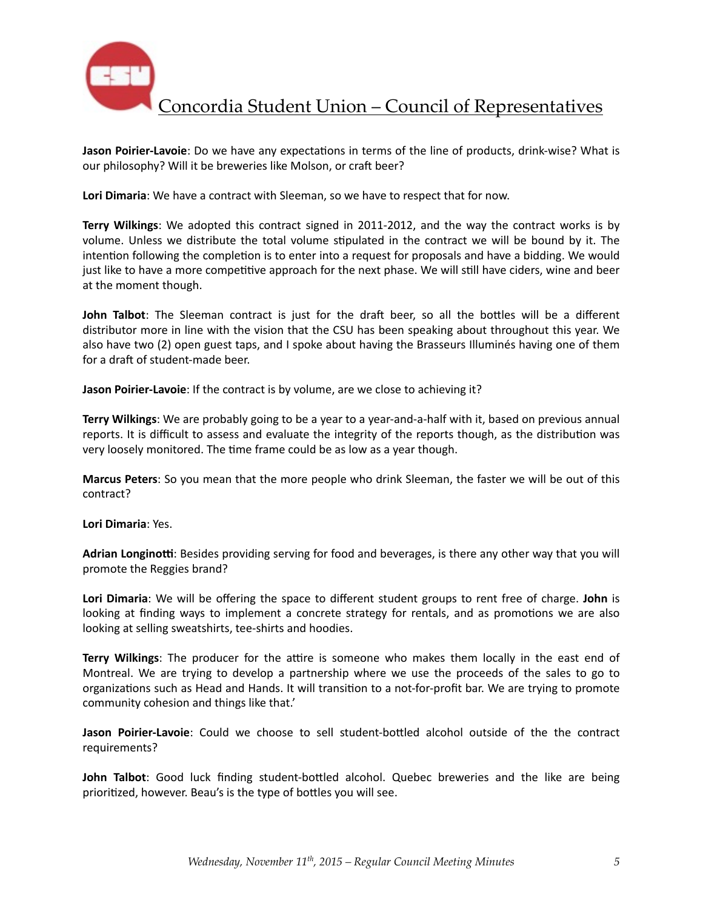**Jason Poirier-Lavoie**: Do we have any expectations in terms of the line of products, drink-wise? What is our philosophy? Will it be breweries like Molson, or craft beer?

**Lori Dimaria**: We have a contract with Sleeman, so we have to respect that for now.

**Terry Wilkings**: We adopted this contract signed in 2011-2012, and the way the contract works is by volume. Unless we distribute the total volume stipulated in the contract we will be bound by it. The intention following the completion is to enter into a request for proposals and have a bidding. We would just like to have a more competitive approach for the next phase. We will still have ciders, wine and beer at the moment though.

**John Talbot**: The Sleeman contract is just for the draft beer, so all the bottles will be a different distributor more in line with the vision that the CSU has been speaking about throughout this year. We also have two (2) open guest taps, and I spoke about having the Brasseurs Illuminés having one of them for a draft of student-made beer.

**Jason Poirier-Lavoie**: If the contract is by volume, are we close to achieving it?

**Terry Wilkings**: We are probably going to be a year to a year-and-a-half with it, based on previous annual reports. It is difficult to assess and evaluate the integrity of the reports though, as the distribution was very loosely monitored. The time frame could be as low as a year though.

**Marcus Peters**: So you mean that the more people who drink Sleeman, the faster we will be out of this contract?

**Lori Dimaria**: Yes.

**Adrian Longinotti**: Besides providing serving for food and beverages, is there any other way that you will promote the Reggies brand?

**Lori Dimaria**: We will be offering the space to different student groups to rent free of charge. **John** is looking at finding ways to implement a concrete strategy for rentals, and as promotions we are also looking at selling sweatshirts, tee-shirts and hoodies.

**Terry Wilkings**: The producer for the attire is someone who makes them locally in the east end of Montreal. We are trying to develop a partnership where we use the proceeds of the sales to go to organizations such as Head and Hands. It will transition to a not-for-profit bar. We are trying to promote community cohesion and things like that.'

**Jason Poirier-Lavoie**: Could we choose to sell student-bottled alcohol outside of the the contract requirements?

**John Talbot**: Good luck finding student-bottled alcohol. Quebec breweries and the like are being prioritized, however. Beau's is the type of bottles you will see.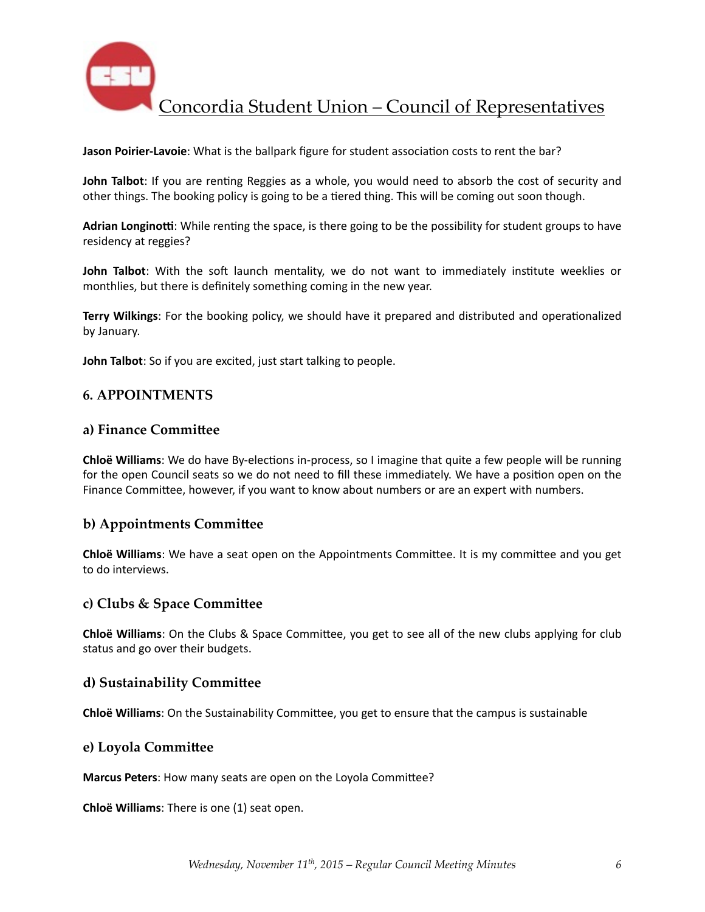**Jason Poirier-Lavoie**: What is the ballpark figure for student association costs to rent the bar?

**John Talbot**: If you are renting Reggies as a whole, you would need to absorb the cost of security and other things. The booking policy is going to be a tiered thing. This will be coming out soon though.

**Adrian Longinotti**: While renting the space, is there going to be the possibility for student groups to have residency at reggies?

**John Talbot**: With the soft launch mentality, we do not want to immediately institute weeklies or monthlies, but there is definitely something coming in the new year.

**Terry Wilkings**: For the booking policy, we should have it prepared and distributed and operationalized by January.

**John Talbot**: So if you are excited, just start talking to people.

## 6. APPOINTMENTS

### a) Finance Committee

**Chloë Williams**: We do have By-elections in-process, so I imagine that quite a few people will be running for the open Council seats so we do not need to fill these immediately. We have a position open on the Finance Committee, however, if you want to know about numbers or are an expert with numbers.

### b) Appointments Committee

**Chloë Williams**: We have a seat open on the Appointments Committee. It is my committee and you get to do interviews.

### c) Clubs & Space Committee

**Chloë Williams**: On the Clubs & Space Committee, you get to see all of the new clubs applying for club status and go over their budgets.

### d) Sustainability Committee

**Chloë Williams**: On the Sustainability Committee, you get to ensure that the campus is sustainable

### e) Loyola Committee

**Marcus Peters**: How many seats are open on the Loyola Committee?

**Chloë Williams**: There is one (1) seat open.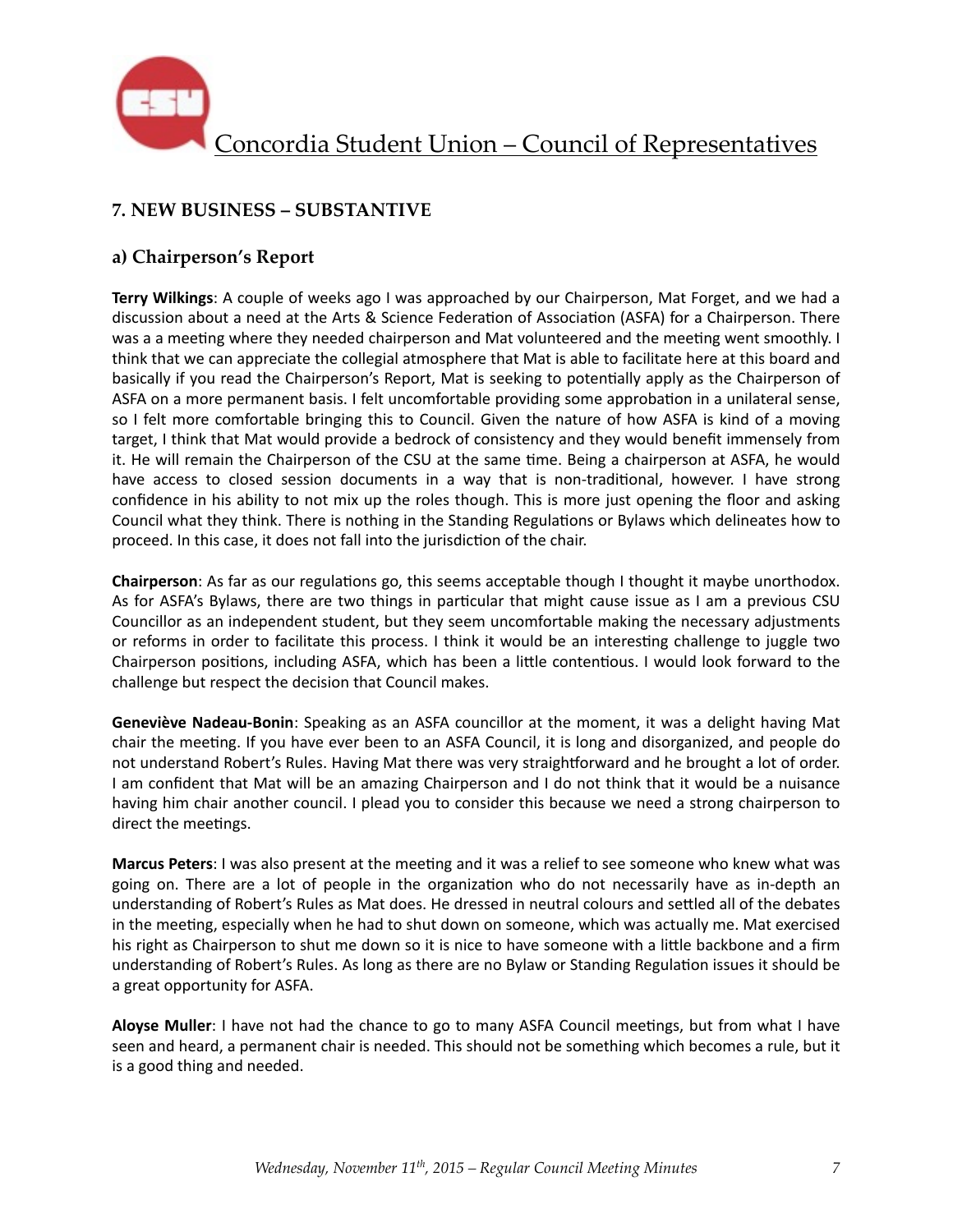## 7. NEW BUSINESS – SUBSTANTIVE

### a) Chairperson's Report

**Terry Wilkings**: A couple of weeks ago I was approached by our Chairperson, Mat Forget, and we had a discussion about a need at the Arts & Science Federation of Association (ASFA) for a Chairperson. There was a a meeting where they needed chairperson and Mat volunteered and the meeting went smoothly. I think that we can appreciate the collegial atmosphere that Mat is able to facilitate here at this board and basically if you read the Chairperson's Report, Mat is seeking to potentially apply as the Chairperson of ASFA on a more permanent basis. I felt uncomfortable providing some approbation in a unilateral sense, so I felt more comfortable bringing this to Council. Given the nature of how ASFA is kind of a moving target, I think that Mat would provide a bedrock of consistency and they would benefit immensely from it. He will remain the Chairperson of the CSU at the same time. Being a chairperson at ASFA, he would have access to closed session documents in a way that is non-traditional, however. I have strong confidence in his ability to not mix up the roles though. This is more just opening the floor and asking Council what they think. There is nothing in the Standing Regulations or Bylaws which delineates how to proceed. In this case, it does not fall into the jurisdiction of the chair.

**Chairperson**: As far as our regulations go, this seems acceptable though I thought it maybe unorthodox. As for ASFA's Bylaws, there are two things in particular that might cause issue as I am a previous CSU Councillor as an independent student, but they seem uncomfortable making the necessary adjustments or reforms in order to facilitate this process. I think it would be an interesting challenge to juggle two Chairperson positions, including ASFA, which has been a little contentious. I would look forward to the challenge but respect the decision that Council makes.

**Geneviève Nadeau-Bonin**: Speaking as an ASFA councillor at the moment, it was a delight having Mat chair the meeting. If you have ever been to an ASFA Council, it is long and disorganized, and people do not understand Robert's Rules. Having Mat there was very straightforward and he brought a lot of order. I am confident that Mat will be an amazing Chairperson and I do not think that it would be a nuisance having him chair another council. I plead you to consider this because we need a strong chairperson to direct the meetings.

**Marcus Peters**: I was also present at the meeting and it was a relief to see someone who knew what was going on. There are a lot of people in the organization who do not necessarily have as in-depth an understanding of Robert's Rules as Mat does. He dressed in neutral colours and settled all of the debates in the meeting, especially when he had to shut down on someone, which was actually me. Mat exercised his right as Chairperson to shut me down so it is nice to have someone with a little backbone and a firm understanding of Robert's Rules. As long as there are no Bylaw or Standing Regulation issues it should be a great opportunity for ASFA.

**Aloyse Muller**: I have not had the chance to go to many ASFA Council meetings, but from what I have seen and heard, a permanent chair is needed. This should not be something which becomes a rule, but it is a good thing and needed.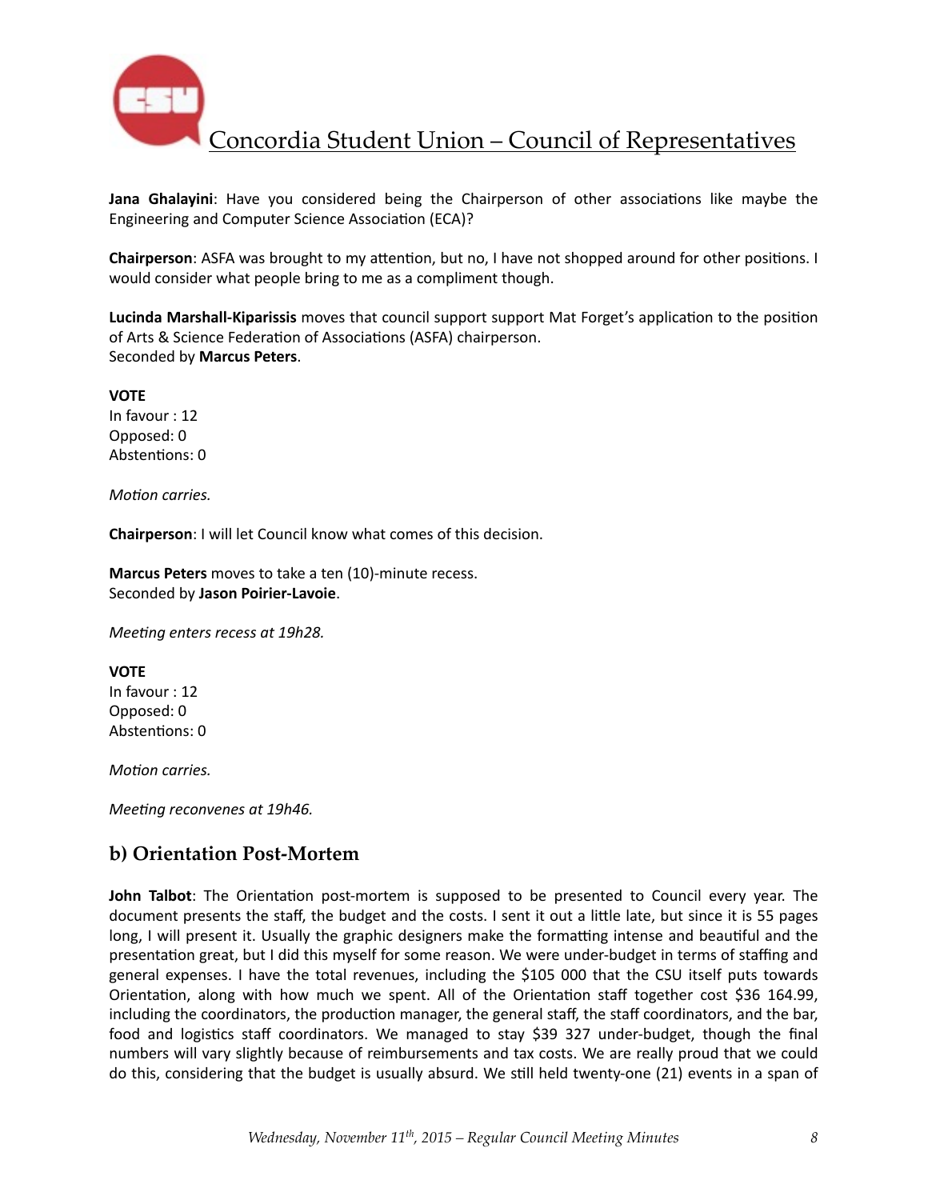**Jana Ghalayini**: Have you considered being the Chairperson of other associations like maybe the Engineering and Computer Science Association (ECA)?

**Chairperson**: ASFA was brought to my attention, but no, I have not shopped around for other positions. I would consider what people bring to me as a compliment though.

**Lucinda Marshall-Kiparissis** moves that council support support Mat Forget's application to the position of Arts & Science Federation of Associations (ASFA) chairperson.
Seconded by **Marcus Peters**.

**VOTE**
In favour : 12
Opposed: 0
Abstentions: 0

*Motion carries.*

**Chairperson**: I will let Council know what comes of this decision.

**Marcus Peters** moves to take a ten (10)-minute recess.
Seconded by **Jason Poirier-Lavoie**.

*Meeting enters recess at 19h28.*

**VOTE**
In favour : 12
Opposed: 0
Abstentions: 0

*Motion carries.*

*Meeting reconvenes at 19h46.*

## b) Orientation Post-Mortem

**John Talbot**: The Orientation post-mortem is supposed to be presented to Council every year. The document presents the staff, the budget and the costs. I sent it out a little late, but since it is 55 pages long, I will present it. Usually the graphic designers make the formatting intense and beautiful and the presentation great, but I did this myself for some reason. We were under-budget in terms of staffing and general expenses. I have the total revenues, including the $105 000 that the CSU itself puts towards Orientation, along with how much we spent. All of the Orientation staff together cost $36 164.99, including the coordinators, the production manager, the general staff, the staff coordinators, and the bar, food and logistics staff coordinators. We managed to stay $39 327 under-budget, though the final numbers will vary slightly because of reimbursements and tax costs. We are really proud that we could do this, considering that the budget is usually absurd. We still held twenty-one (21) events in a span of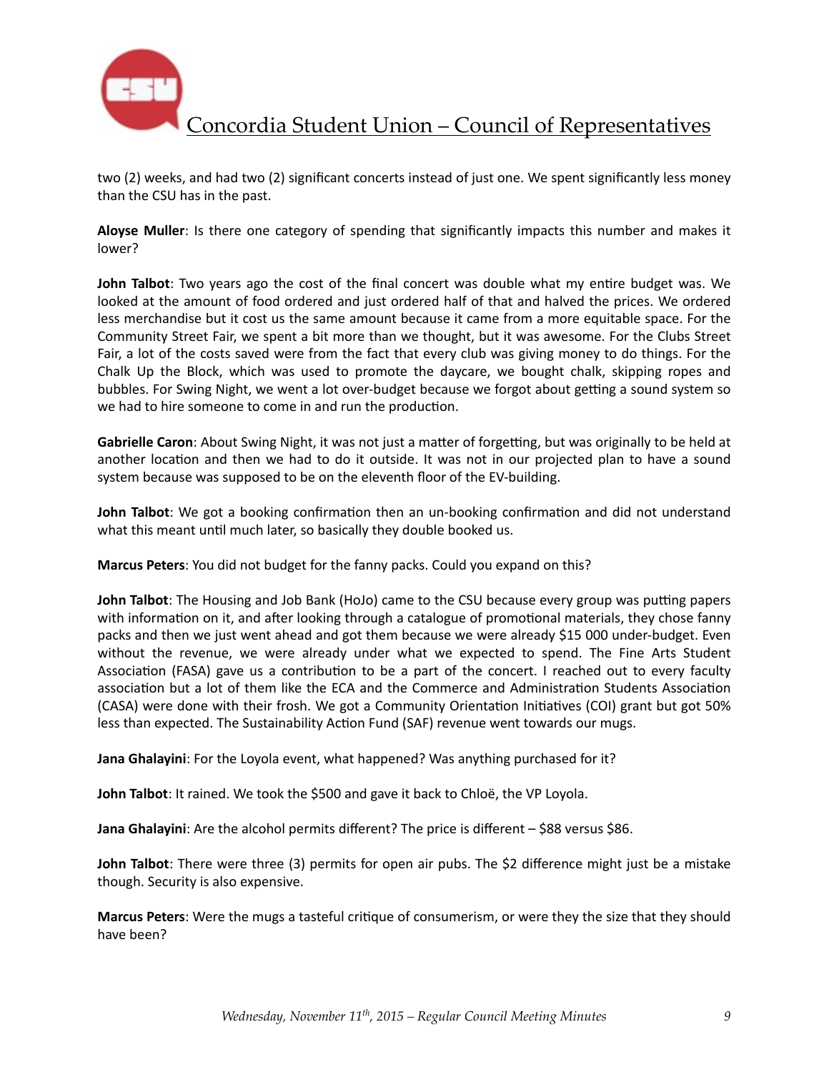two (2) weeks, and had two (2) significant concerts instead of just one. We spent significantly less money than the CSU has in the past.

**Aloyse Muller**: Is there one category of spending that significantly impacts this number and makes it lower?

**John Talbot**: Two years ago the cost of the final concert was double what my entire budget was. We looked at the amount of food ordered and just ordered half of that and halved the prices. We ordered less merchandise but it cost us the same amount because it came from a more equitable space. For the Community Street Fair, we spent a bit more than we thought, but it was awesome. For the Clubs Street Fair, a lot of the costs saved were from the fact that every club was giving money to do things. For the Chalk Up the Block, which was used to promote the daycare, we bought chalk, skipping ropes and bubbles. For Swing Night, we went a lot over-budget because we forgot about getting a sound system so we had to hire someone to come in and run the production.

**Gabrielle Caron**: About Swing Night, it was not just a matter of forgetting, but was originally to be held at another location and then we had to do it outside. It was not in our projected plan to have a sound system because was supposed to be on the eleventh floor of the EV-building.

**John Talbot**: We got a booking confirmation then an un-booking confirmation and did not understand what this meant until much later, so basically they double booked us.

**Marcus Peters**: You did not budget for the fanny packs. Could you expand on this?

**John Talbot**: The Housing and Job Bank (HoJo) came to the CSU because every group was putting papers with information on it, and after looking through a catalogue of promotional materials, they chose fanny packs and then we just went ahead and got them because we were already $15 000 under-budget. Even without the revenue, we were already under what we expected to spend. The Fine Arts Student Association (FASA) gave us a contribution to be a part of the concert. I reached out to every faculty association but a lot of them like the ECA and the Commerce and Administration Students Association (CASA) were done with their frosh. We got a Community Orientation Initiatives (COI) grant but got 50% less than expected. The Sustainability Action Fund (SAF) revenue went towards our mugs.

**Jana Ghalayini**: For the Loyola event, what happened? Was anything purchased for it?

**John Talbot**: It rained. We took the $500 and gave it back to Chloë, the VP Loyola.

**Jana Ghalayini**: Are the alcohol permits different? The price is different – $88 versus $86.

**John Talbot**: There were three (3) permits for open air pubs. The $2 difference might just be a mistake though. Security is also expensive.

**Marcus Peters**: Were the mugs a tasteful critique of consumerism, or were they the size that they should have been?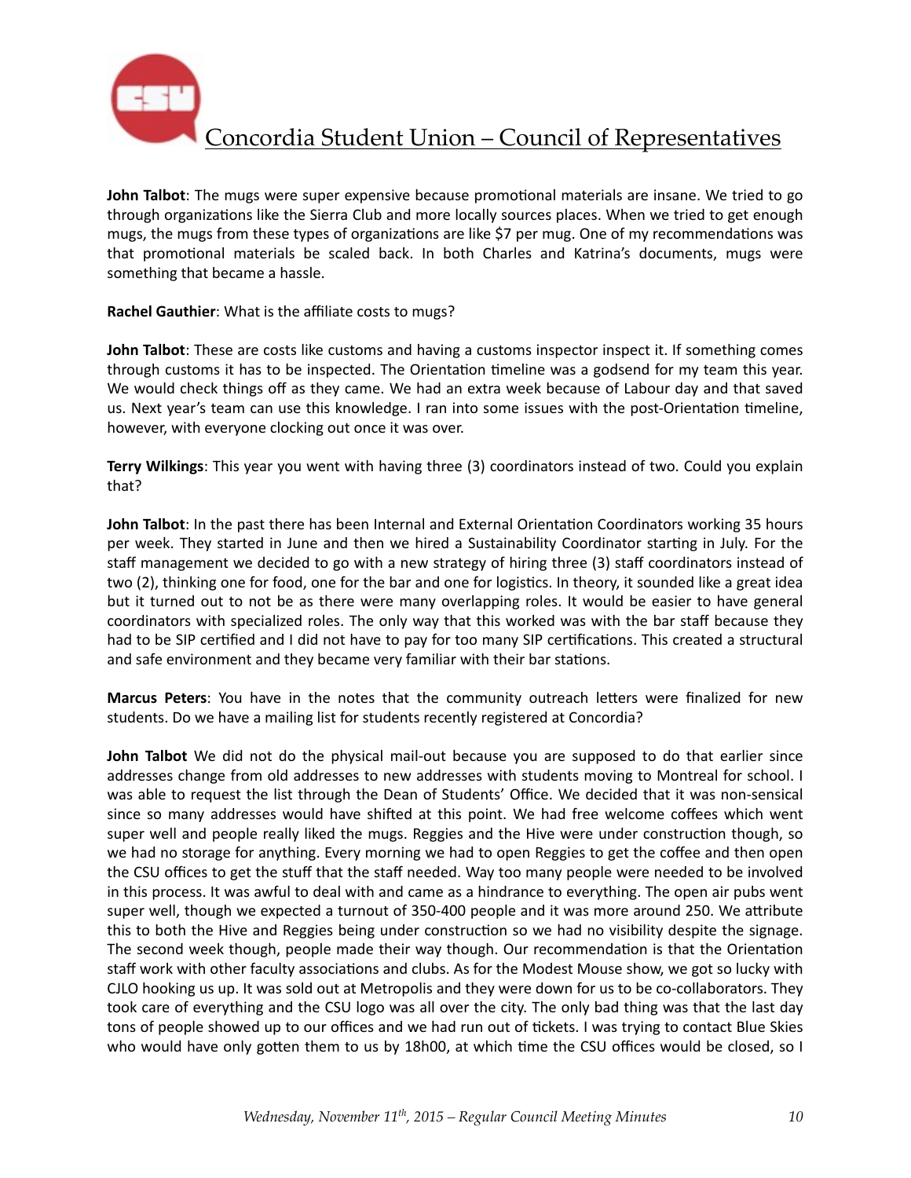**John Talbot**: The mugs were super expensive because promotional materials are insane. We tried to go through organizations like the Sierra Club and more locally sources places. When we tried to get enough mugs, the mugs from these types of organizations are like $7 per mug. One of my recommendations was that promotional materials be scaled back. In both Charles and Katrina's documents, mugs were something that became a hassle.

**Rachel Gauthier**: What is the affiliate costs to mugs?

**John Talbot**: These are costs like customs and having a customs inspector inspect it. If something comes through customs it has to be inspected. The Orientation timeline was a godsend for my team this year. We would check things off as they came. We had an extra week because of Labour day and that saved us. Next year's team can use this knowledge. I ran into some issues with the post-Orientation timeline, however, with everyone clocking out once it was over.

**Terry Wilkings**: This year you went with having three (3) coordinators instead of two. Could you explain that?

**John Talbot**: In the past there has been Internal and External Orientation Coordinators working 35 hours per week. They started in June and then we hired a Sustainability Coordinator starting in July. For the staff management we decided to go with a new strategy of hiring three (3) staff coordinators instead of two (2), thinking one for food, one for the bar and one for logistics. In theory, it sounded like a great idea but it turned out to not be as there were many overlapping roles. It would be easier to have general coordinators with specialized roles. The only way that this worked was with the bar staff because they had to be SIP certified and I did not have to pay for too many SIP certifications. This created a structural and safe environment and they became very familiar with their bar stations.

**Marcus Peters**: You have in the notes that the community outreach letters were finalized for new students. Do we have a mailing list for students recently registered at Concordia?

**John Talbot** We did not do the physical mail-out because you are supposed to do that earlier since addresses change from old addresses to new addresses with students moving to Montreal for school. I was able to request the list through the Dean of Students' Office. We decided that it was non-sensical since so many addresses would have shifted at this point. We had free welcome coffees which went super well and people really liked the mugs. Reggies and the Hive were under construction though, so we had no storage for anything. Every morning we had to open Reggies to get the coffee and then open the CSU offices to get the stuff that the staff needed. Way too many people were needed to be involved in this process. It was awful to deal with and came as a hindrance to everything. The open air pubs went super well, though we expected a turnout of 350-400 people and it was more around 250. We attribute this to both the Hive and Reggies being under construction so we had no visibility despite the signage. The second week though, people made their way though. Our recommendation is that the Orientation staff work with other faculty associations and clubs. As for the Modest Mouse show, we got so lucky with CJLO hooking us up. It was sold out at Metropolis and they were down for us to be co-collaborators. They took care of everything and the CSU logo was all over the city. The only bad thing was that the last day tons of people showed up to our offices and we had run out of tickets. I was trying to contact Blue Skies who would have only gotten them to us by 18h00, at which time the CSU offices would be closed, so I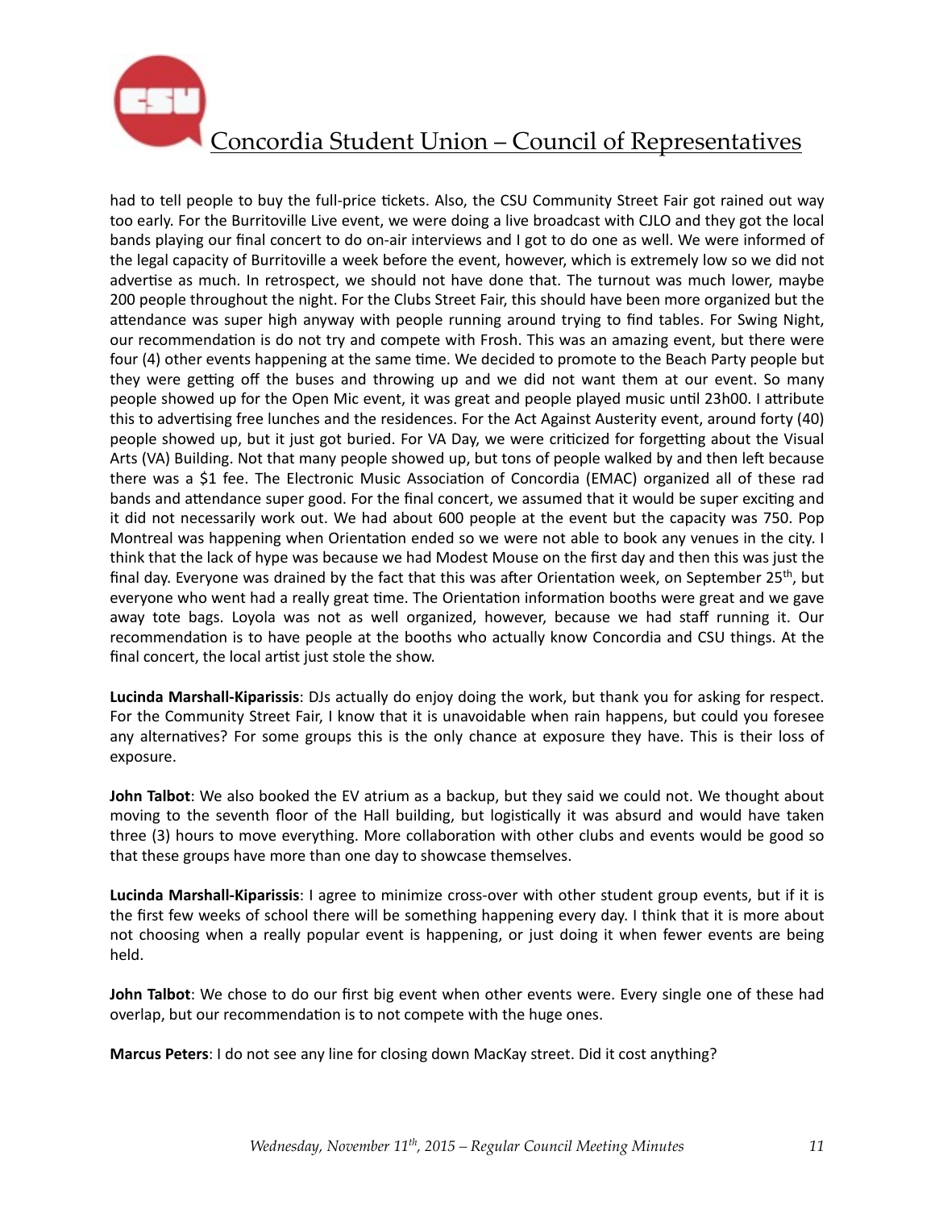had to tell people to buy the full-price tickets. Also, the CSU Community Street Fair got rained out way too early. For the Burritoville Live event, we were doing a live broadcast with CJLO and they got the local bands playing our final concert to do on-air interviews and I got to do one as well. We were informed of the legal capacity of Burritoville a week before the event, however, which is extremely low so we did not advertise as much. In retrospect, we should not have done that. The turnout was much lower, maybe 200 people throughout the night. For the Clubs Street Fair, this should have been more organized but the attendance was super high anyway with people running around trying to find tables. For Swing Night, our recommendation is do not try and compete with Frosh. This was an amazing event, but there were four (4) other events happening at the same time. We decided to promote to the Beach Party people but they were getting off the buses and throwing up and we did not want them at our event. So many people showed up for the Open Mic event, it was great and people played music until 23h00. I attribute this to advertising free lunches and the residences. For the Act Against Austerity event, around forty (40) people showed up, but it just got buried. For VA Day, we were criticized for forgetting about the Visual Arts (VA) Building. Not that many people showed up, but tons of people walked by and then left because there was a $1 fee. The Electronic Music Association of Concordia (EMAC) organized all of these rad bands and attendance super good. For the final concert, we assumed that it would be super exciting and it did not necessarily work out. We had about 600 people at the event but the capacity was 750. Pop Montreal was happening when Orientation ended so we were not able to book any venues in the city. I think that the lack of hype was because we had Modest Mouse on the first day and then this was just the final day. Everyone was drained by the fact that this was after Orientation week, on September 25th, but everyone who went had a really great time. The Orientation information booths were great and we gave away tote bags. Loyola was not as well organized, however, because we had staff running it. Our recommendation is to have people at the booths who actually know Concordia and CSU things. At the final concert, the local artist just stole the show.

**Lucinda Marshall-Kiparissis**: DJs actually do enjoy doing the work, but thank you for asking for respect. For the Community Street Fair, I know that it is unavoidable when rain happens, but could you foresee any alternatives? For some groups this is the only chance at exposure they have. This is their loss of exposure.

**John Talbot**: We also booked the EV atrium as a backup, but they said we could not. We thought about moving to the seventh floor of the Hall building, but logistically it was absurd and would have taken three (3) hours to move everything. More collaboration with other clubs and events would be good so that these groups have more than one day to showcase themselves.

**Lucinda Marshall-Kiparissis**: I agree to minimize cross-over with other student group events, but if it is the first few weeks of school there will be something happening every day. I think that it is more about not choosing when a really popular event is happening, or just doing it when fewer events are being held.

**John Talbot**: We chose to do our first big event when other events were. Every single one of these had overlap, but our recommendation is to not compete with the huge ones.

**Marcus Peters**: I do not see any line for closing down MacKay street. Did it cost anything?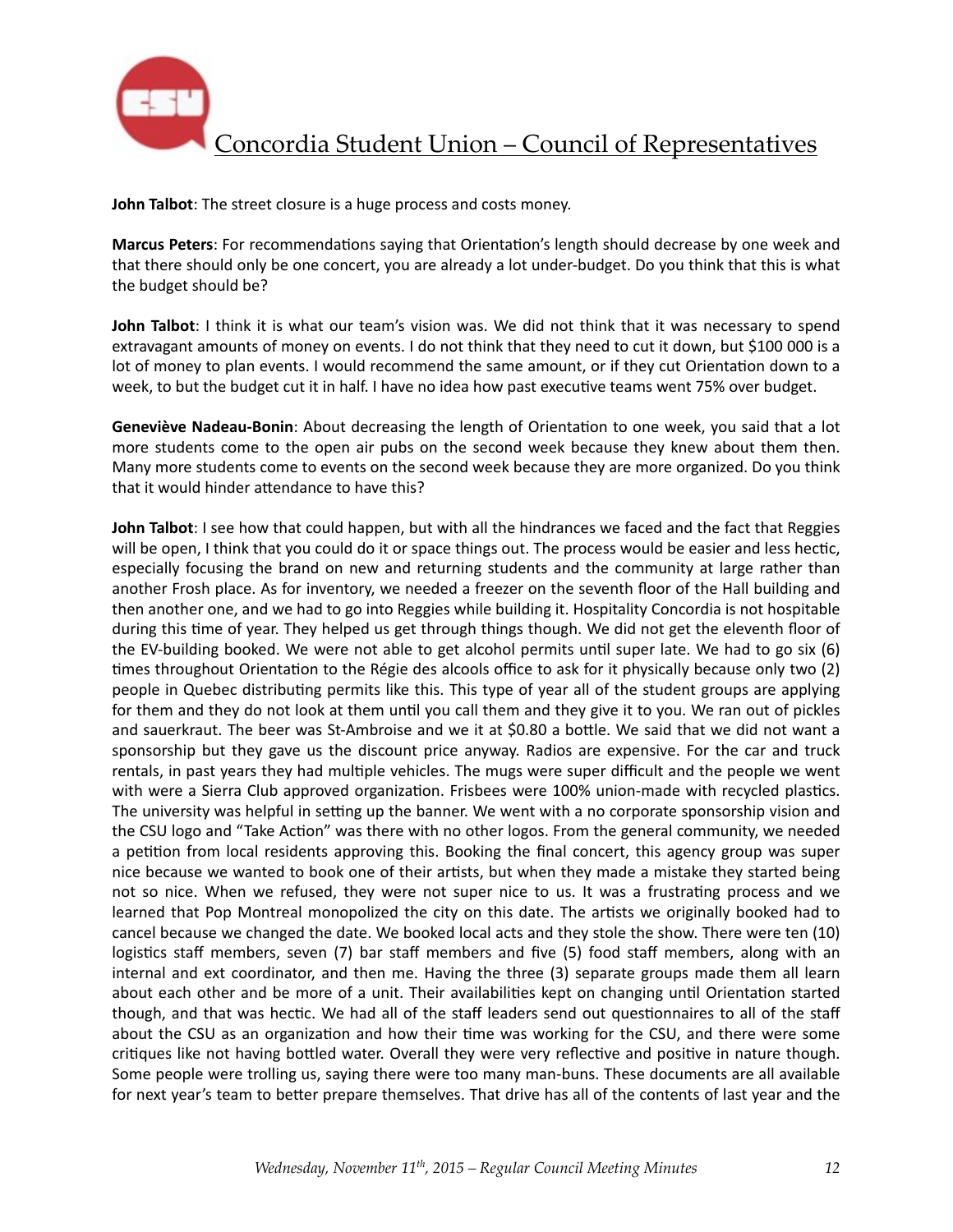**John Talbot**: The street closure is a huge process and costs money.

**Marcus Peters**: For recommendations saying that Orientation's length should decrease by one week and that there should only be one concert, you are already a lot under-budget. Do you think that this is what the budget should be?

**John Talbot**: I think it is what our team's vision was. We did not think that it was necessary to spend extravagant amounts of money on events. I do not think that they need to cut it down, but $100 000 is a lot of money to plan events. I would recommend the same amount, or if they cut Orientation down to a week, to but the budget cut it in half. I have no idea how past executive teams went 75% over budget.

**Geneviève Nadeau-Bonin**: About decreasing the length of Orientation to one week, you said that a lot more students come to the open air pubs on the second week because they knew about them then. Many more students come to events on the second week because they are more organized. Do you think that it would hinder attendance to have this?

**John Talbot**: I see how that could happen, but with all the hindrances we faced and the fact that Reggies will be open, I think that you could do it or space things out. The process would be easier and less hectic, especially focusing the brand on new and returning students and the community at large rather than another Frosh place. As for inventory, we needed a freezer on the seventh floor of the Hall building and then another one, and we had to go into Reggies while building it. Hospitality Concordia is not hospitable during this time of year. They helped us get through things though. We did not get the eleventh floor of the EV-building booked. We were not able to get alcohol permits until super late. We had to go six (6) times throughout Orientation to the Régie des alcools office to ask for it physically because only two (2) people in Quebec distributing permits like this. This type of year all of the student groups are applying for them and they do not look at them until you call them and they give it to you. We ran out of pickles and sauerkraut. The beer was St-Ambroise and we it at $0.80 a bottle. We said that we did not want a sponsorship but they gave us the discount price anyway. Radios are expensive. For the car and truck rentals, in past years they had multiple vehicles. The mugs were super difficult and the people we went with were a Sierra Club approved organization. Frisbees were 100% union-made with recycled plastics. The university was helpful in setting up the banner. We went with a no corporate sponsorship vision and the CSU logo and "Take Action" was there with no other logos. From the general community, we needed a petition from local residents approving this. Booking the final concert, this agency group was super nice because we wanted to book one of their artists, but when they made a mistake they started being not so nice. When we refused, they were not super nice to us. It was a frustrating process and we learned that Pop Montreal monopolized the city on this date. The artists we originally booked had to cancel because we changed the date. We booked local acts and they stole the show. There were ten (10) logistics staff members, seven (7) bar staff members and five (5) food staff members, along with an internal and ext coordinator, and then me. Having the three (3) separate groups made them all learn about each other and be more of a unit. Their availabilities kept on changing until Orientation started though, and that was hectic. We had all of the staff leaders send out questionnaires to all of the staff about the CSU as an organization and how their time was working for the CSU, and there were some critiques like not having bottled water. Overall they were very reflective and positive in nature though. Some people were trolling us, saying there were too many man-buns. These documents are all available for next year's team to better prepare themselves. That drive has all of the contents of last year and the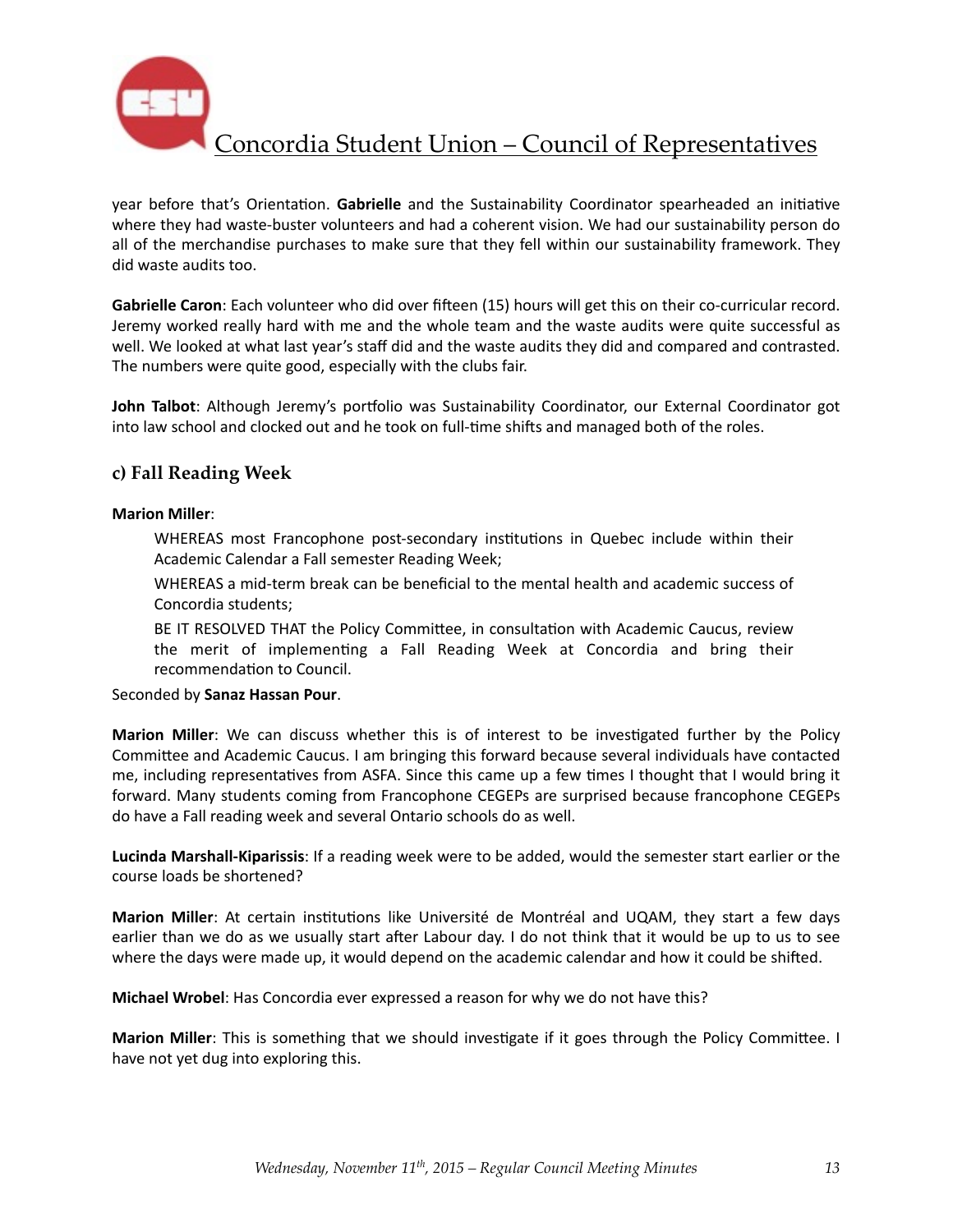year before that's Orientation. **Gabrielle** and the Sustainability Coordinator spearheaded an initiative where they had waste-buster volunteers and had a coherent vision. We had our sustainability person do all of the merchandise purchases to make sure that they fell within our sustainability framework. They did waste audits too.

**Gabrielle Caron**: Each volunteer who did over fifteen (15) hours will get this on their co-curricular record. Jeremy worked really hard with me and the whole team and the waste audits were quite successful as well. We looked at what last year's staff did and the waste audits they did and compared and contrasted. The numbers were quite good, especially with the clubs fair.

**John Talbot**: Although Jeremy's portfolio was Sustainability Coordinator, our External Coordinator got into law school and clocked out and he took on full-time shifts and managed both of the roles.

### c) Fall Reading Week

**Marion Miller**:

> WHEREAS most Francophone post-secondary institutions in Quebec include within their Academic Calendar a Fall semester Reading Week;
>
> WHEREAS a mid-term break can be beneficial to the mental health and academic success of Concordia students;
>
> BE IT RESOLVED THAT the Policy Committee, in consultation with Academic Caucus, review the merit of implementing a Fall Reading Week at Concordia and bring their recommendation to Council.

Seconded by **Sanaz Hassan Pour**.

**Marion Miller**: We can discuss whether this is of interest to be investigated further by the Policy Committee and Academic Caucus. I am bringing this forward because several individuals have contacted me, including representatives from ASFA. Since this came up a few times I thought that I would bring it forward. Many students coming from Francophone CEGEPs are surprised because francophone CEGEPs do have a Fall reading week and several Ontario schools do as well.

**Lucinda Marshall-Kiparissis**: If a reading week were to be added, would the semester start earlier or the course loads be shortened?

**Marion Miller**: At certain institutions like Université de Montréal and UQAM, they start a few days earlier than we do as we usually start after Labour day. I do not think that it would be up to us to see where the days were made up, it would depend on the academic calendar and how it could be shifted.

**Michael Wrobel**: Has Concordia ever expressed a reason for why we do not have this?

**Marion Miller**: This is something that we should investigate if it goes through the Policy Committee. I have not yet dug into exploring this.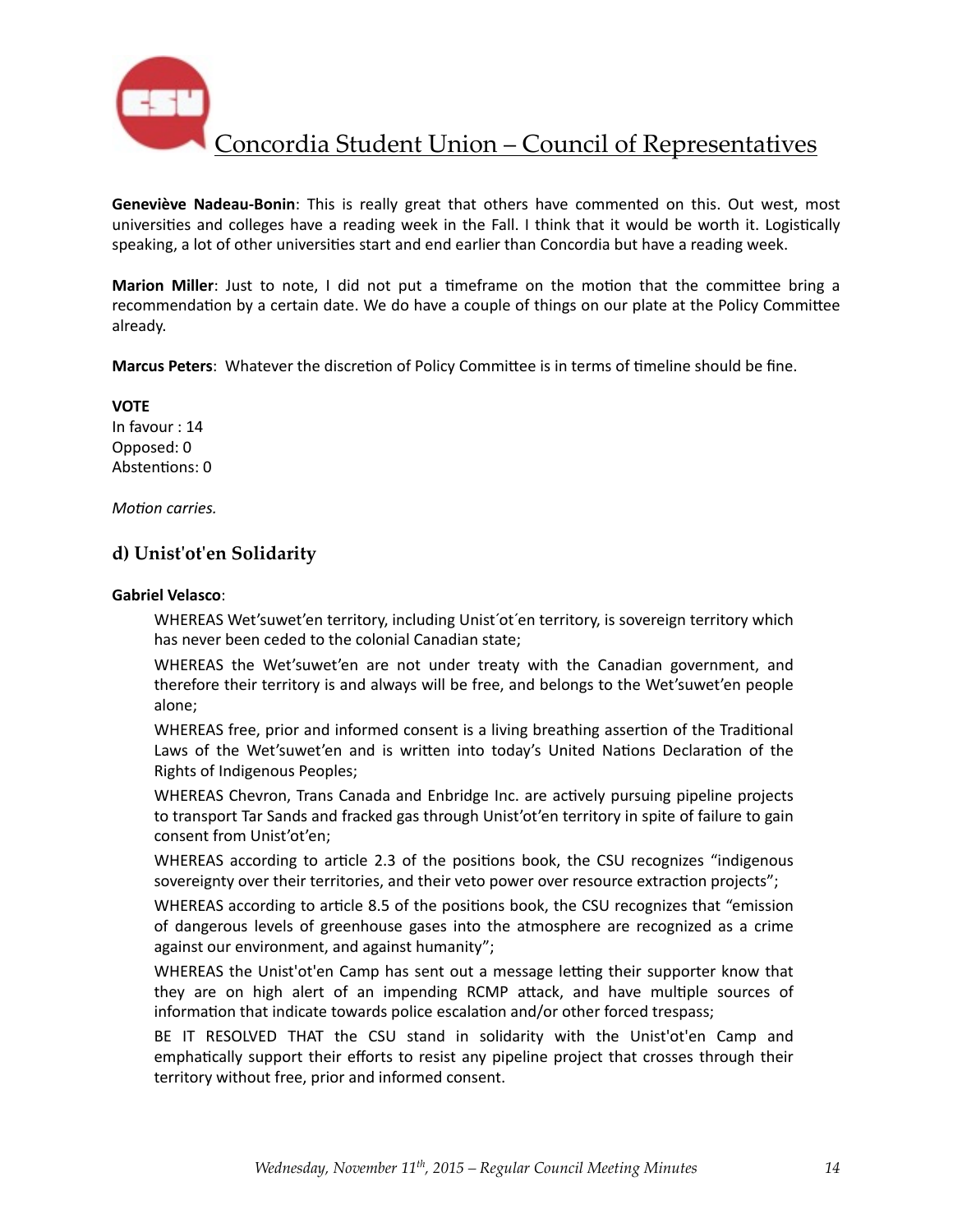**Geneviève Nadeau-Bonin**: This is really great that others have commented on this. Out west, most universities and colleges have a reading week in the Fall. I think that it would be worth it. Logistically speaking, a lot of other universities start and end earlier than Concordia but have a reading week.

**Marion Miller**: Just to note, I did not put a timeframe on the motion that the committee bring a recommendation by a certain date. We do have a couple of things on our plate at the Policy Committee already.

**Marcus Peters**: Whatever the discretion of Policy Committee is in terms of timeline should be fine.

**VOTE**
In favour : 14
Opposed: 0
Abstentions: 0

*Motion carries.*

### d) Unist'ot'en Solidarity

**Gabriel Velasco**:

> WHEREAS Wet'suwet'en territory, including Unist´ot´en territory, is sovereign territory which has never been ceded to the colonial Canadian state;
>
> WHEREAS the Wet'suwet'en are not under treaty with the Canadian government, and therefore their territory is and always will be free, and belongs to the Wet'suwet'en people alone;
>
> WHEREAS free, prior and informed consent is a living breathing assertion of the Traditional Laws of the Wet'suwet'en and is written into today's United Nations Declaration of the Rights of Indigenous Peoples;
>
> WHEREAS Chevron, Trans Canada and Enbridge Inc. are actively pursuing pipeline projects to transport Tar Sands and fracked gas through Unist'ot'en territory in spite of failure to gain consent from Unist'ot'en;
>
> WHEREAS according to article 2.3 of the positions book, the CSU recognizes "indigenous sovereignty over their territories, and their veto power over resource extraction projects";
>
> WHEREAS according to article 8.5 of the positions book, the CSU recognizes that "emission of dangerous levels of greenhouse gases into the atmosphere are recognized as a crime against our environment, and against humanity";
>
> WHEREAS the Unist'ot'en Camp has sent out a message letting their supporter know that they are on high alert of an impending RCMP attack, and have multiple sources of information that indicate towards police escalation and/or other forced trespass;
>
> BE IT RESOLVED THAT the CSU stand in solidarity with the Unist'ot'en Camp and emphatically support their efforts to resist any pipeline project that crosses through their territory without free, prior and informed consent.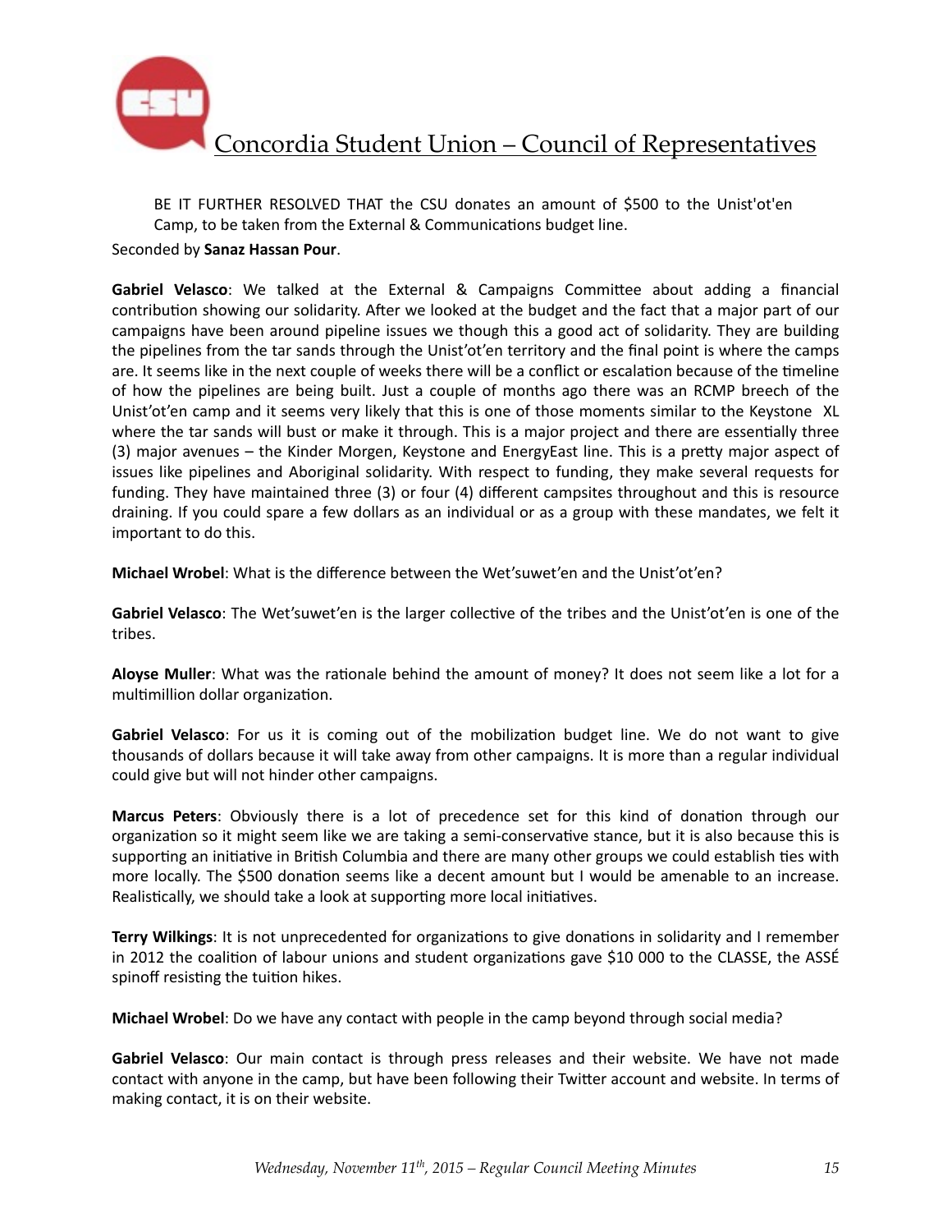BE IT FURTHER RESOLVED THAT the CSU donates an amount of $500 to the Unist'ot'en Camp, to be taken from the External & Communications budget line.

Seconded by **Sanaz Hassan Pour**.

**Gabriel Velasco**: We talked at the External & Campaigns Committee about adding a financial contribution showing our solidarity. After we looked at the budget and the fact that a major part of our campaigns have been around pipeline issues we though this a good act of solidarity. They are building the pipelines from the tar sands through the Unist'ot'en territory and the final point is where the camps are. It seems like in the next couple of weeks there will be a conflict or escalation because of the timeline of how the pipelines are being built. Just a couple of months ago there was an RCMP breech of the Unist'ot'en camp and it seems very likely that this is one of those moments similar to the Keystone XL where the tar sands will bust or make it through. This is a major project and there are essentially three (3) major avenues – the Kinder Morgen, Keystone and EnergyEast line. This is a pretty major aspect of issues like pipelines and Aboriginal solidarity. With respect to funding, they make several requests for funding. They have maintained three (3) or four (4) different campsites throughout and this is resource draining. If you could spare a few dollars as an individual or as a group with these mandates, we felt it important to do this.

**Michael Wrobel**: What is the difference between the Wet'suwet'en and the Unist'ot'en?

**Gabriel Velasco**: The Wet'suwet'en is the larger collective of the tribes and the Unist'ot'en is one of the tribes.

**Aloyse Muller**: What was the rationale behind the amount of money? It does not seem like a lot for a multimillion dollar organization.

**Gabriel Velasco**: For us it is coming out of the mobilization budget line. We do not want to give thousands of dollars because it will take away from other campaigns. It is more than a regular individual could give but will not hinder other campaigns.

**Marcus Peters**: Obviously there is a lot of precedence set for this kind of donation through our organization so it might seem like we are taking a semi-conservative stance, but it is also because this is supporting an initiative in British Columbia and there are many other groups we could establish ties with more locally. The $500 donation seems like a decent amount but I would be amenable to an increase. Realistically, we should take a look at supporting more local initiatives.

**Terry Wilkings**: It is not unprecedented for organizations to give donations in solidarity and I remember in 2012 the coalition of labour unions and student organizations gave $10 000 to the CLASSE, the ASSÉ spinoff resisting the tuition hikes.

**Michael Wrobel**: Do we have any contact with people in the camp beyond through social media?

**Gabriel Velasco**: Our main contact is through press releases and their website. We have not made contact with anyone in the camp, but have been following their Twitter account and website. In terms of making contact, it is on their website.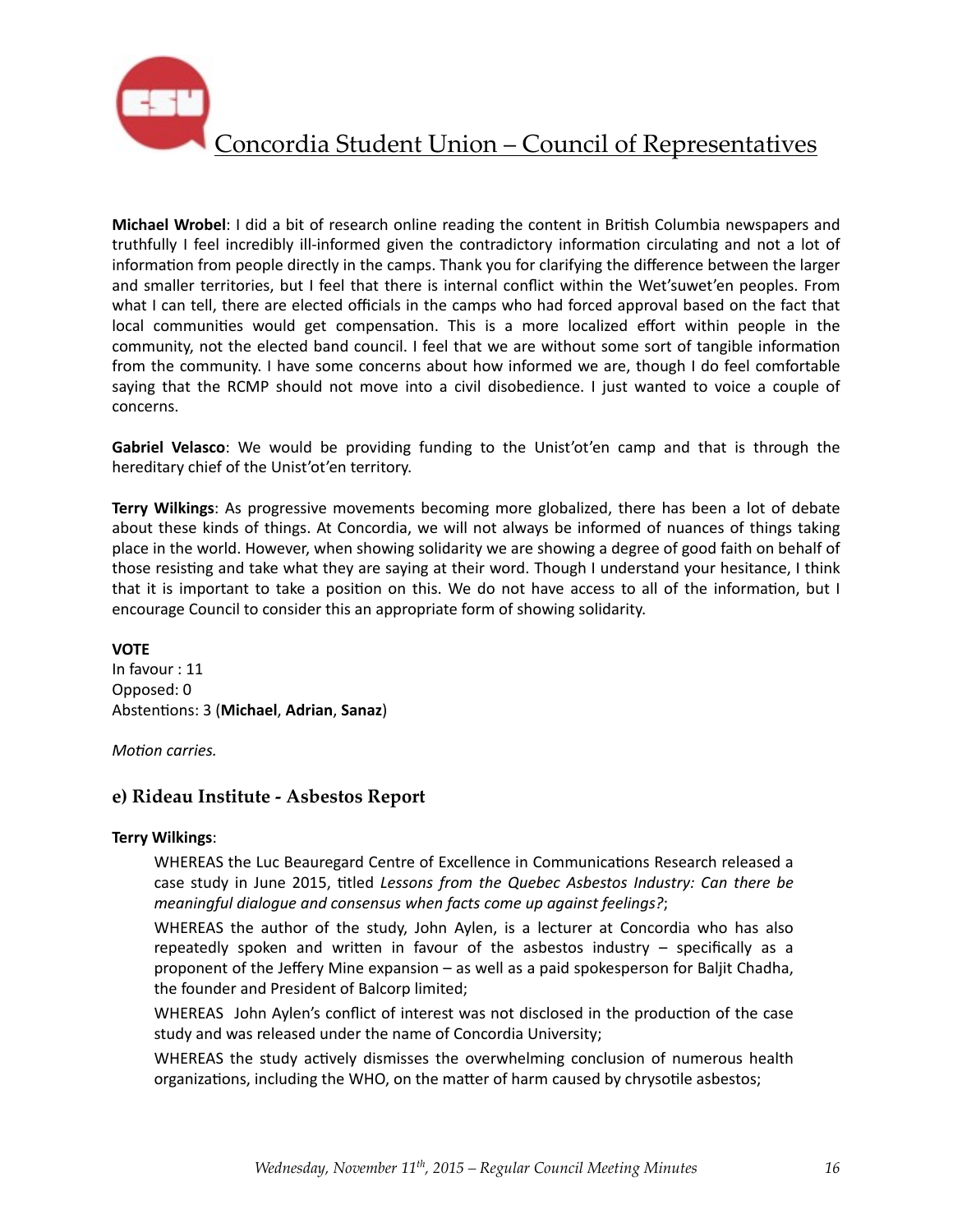**Michael Wrobel**: I did a bit of research online reading the content in British Columbia newspapers and truthfully I feel incredibly ill-informed given the contradictory information circulating and not a lot of information from people directly in the camps. Thank you for clarifying the difference between the larger and smaller territories, but I feel that there is internal conflict within the Wet'suwet'en peoples. From what I can tell, there are elected officials in the camps who had forced approval based on the fact that local communities would get compensation. This is a more localized effort within people in the community, not the elected band council. I feel that we are without some sort of tangible information from the community. I have some concerns about how informed we are, though I do feel comfortable saying that the RCMP should not move into a civil disobedience. I just wanted to voice a couple of concerns.

**Gabriel Velasco**: We would be providing funding to the Unist'ot'en camp and that is through the hereditary chief of the Unist'ot'en territory.

**Terry Wilkings**: As progressive movements becoming more globalized, there has been a lot of debate about these kinds of things. At Concordia, we will not always be informed of nuances of things taking place in the world. However, when showing solidarity we are showing a degree of good faith on behalf of those resisting and take what they are saying at their word. Though I understand your hesitance, I think that it is important to take a position on this. We do not have access to all of the information, but I encourage Council to consider this an appropriate form of showing solidarity.

**VOTE**
In favour : 11
Opposed: 0
Abstentions: 3 (**Michael**, **Adrian**, **Sanaz**)

*Motion carries.*

### e) Rideau Institute - Asbestos Report

**Terry Wilkings**:

> WHEREAS the Luc Beauregard Centre of Excellence in Communications Research released a case study in June 2015, titled *Lessons from the Quebec Asbestos Industry: Can there be meaningful dialogue and consensus when facts come up against feelings?*;
>
> WHEREAS the author of the study, John Aylen, is a lecturer at Concordia who has also repeatedly spoken and written in favour of the asbestos industry – specifically as a proponent of the Jeffery Mine expansion – as well as a paid spokesperson for Baljit Chadha, the founder and President of Balcorp limited;
>
> WHEREAS John Aylen's conflict of interest was not disclosed in the production of the case study and was released under the name of Concordia University;
>
> WHEREAS the study actively dismisses the overwhelming conclusion of numerous health organizations, including the WHO, on the matter of harm caused by chrysotile asbestos;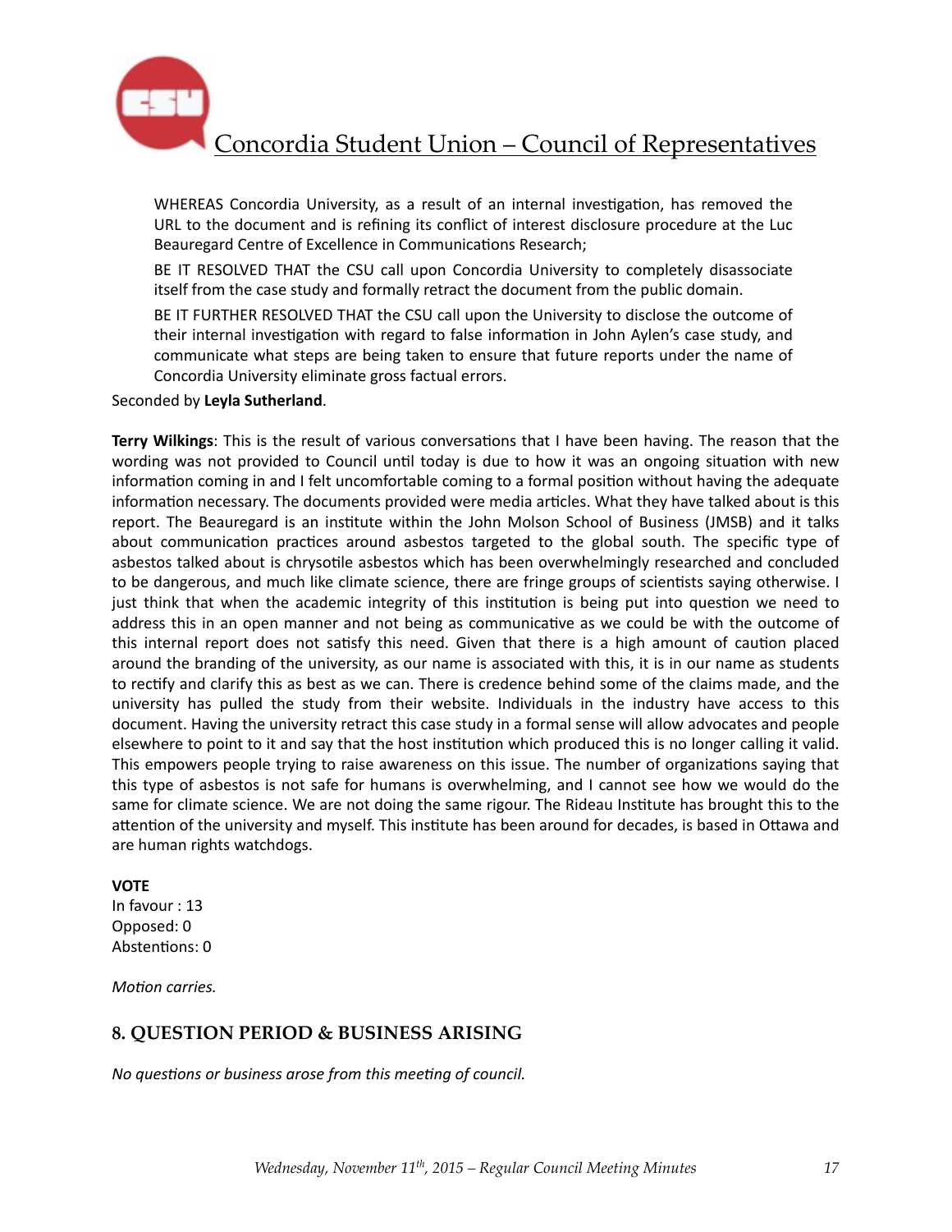WHEREAS Concordia University, as a result of an internal investigation, has removed the URL to the document and is refining its conflict of interest disclosure procedure at the Luc Beauregard Centre of Excellence in Communications Research;

BE IT RESOLVED THAT the CSU call upon Concordia University to completely disassociate itself from the case study and formally retract the document from the public domain.

BE IT FURTHER RESOLVED THAT the CSU call upon the University to disclose the outcome of their internal investigation with regard to false information in John Aylen's case study, and communicate what steps are being taken to ensure that future reports under the name of Concordia University eliminate gross factual errors.

Seconded by **Leyla Sutherland**.

**Terry Wilkings**: This is the result of various conversations that I have been having. The reason that the wording was not provided to Council until today is due to how it was an ongoing situation with new information coming in and I felt uncomfortable coming to a formal position without having the adequate information necessary. The documents provided were media articles. What they have talked about is this report. The Beauregard is an institute within the John Molson School of Business (JMSB) and it talks about communication practices around asbestos targeted to the global south. The specific type of asbestos talked about is chrysotile asbestos which has been overwhelmingly researched and concluded to be dangerous, and much like climate science, there are fringe groups of scientists saying otherwise. I just think that when the academic integrity of this institution is being put into question we need to address this in an open manner and not being as communicative as we could be with the outcome of this internal report does not satisfy this need. Given that there is a high amount of caution placed around the branding of the university, as our name is associated with this, it is in our name as students to rectify and clarify this as best as we can. There is credence behind some of the claims made, and the university has pulled the study from their website. Individuals in the industry have access to this document. Having the university retract this case study in a formal sense will allow advocates and people elsewhere to point to it and say that the host institution which produced this is no longer calling it valid. This empowers people trying to raise awareness on this issue. The number of organizations saying that this type of asbestos is not safe for humans is overwhelming, and I cannot see how we would do the same for climate science. We are not doing the same rigour. The Rideau Institute has brought this to the attention of the university and myself. This institute has been around for decades, is based in Ottawa and are human rights watchdogs.

**VOTE**
In favour : 13
Opposed: 0
Abstentions: 0

*Motion carries.*

## 8. QUESTION PERIOD & BUSINESS ARISING

*No questions or business arose from this meeting of council.*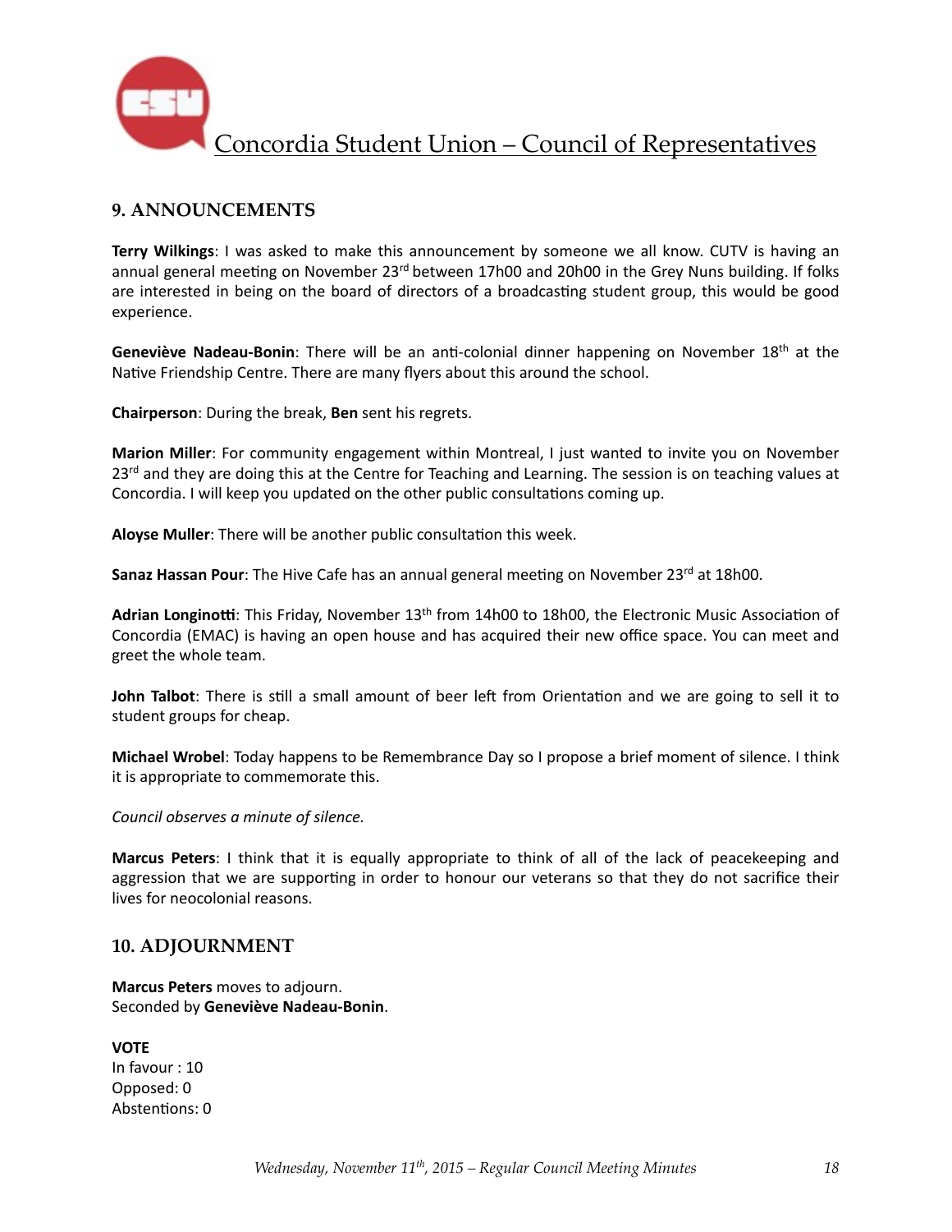## 9. ANNOUNCEMENTS

**Terry Wilkings**: I was asked to make this announcement by someone we all know. CUTV is having an annual general meeting on November 23rd between 17h00 and 20h00 in the Grey Nuns building. If folks are interested in being on the board of directors of a broadcasting student group, this would be good experience.

**Geneviève Nadeau-Bonin**: There will be an anti-colonial dinner happening on November 18th at the Native Friendship Centre. There are many flyers about this around the school.

**Chairperson**: During the break, **Ben** sent his regrets.

**Marion Miller**: For community engagement within Montreal, I just wanted to invite you on November 23rd and they are doing this at the Centre for Teaching and Learning. The session is on teaching values at Concordia. I will keep you updated on the other public consultations coming up.

**Aloyse Muller**: There will be another public consultation this week.

**Sanaz Hassan Pour**: The Hive Cafe has an annual general meeting on November 23rd at 18h00.

**Adrian Longinotti**: This Friday, November 13th from 14h00 to 18h00, the Electronic Music Association of Concordia (EMAC) is having an open house and has acquired their new office space. You can meet and greet the whole team.

**John Talbot**: There is still a small amount of beer left from Orientation and we are going to sell it to student groups for cheap.

**Michael Wrobel**: Today happens to be Remembrance Day so I propose a brief moment of silence. I think it is appropriate to commemorate this.

*Council observes a minute of silence.*

**Marcus Peters**: I think that it is equally appropriate to think of all of the lack of peacekeeping and aggression that we are supporting in order to honour our veterans so that they do not sacrifice their lives for neocolonial reasons.

## 10. ADJOURNMENT

**Marcus Peters** moves to adjourn.
Seconded by **Geneviève Nadeau-Bonin**.

**VOTE**
In favour : 10
Opposed: 0
Abstentions: 0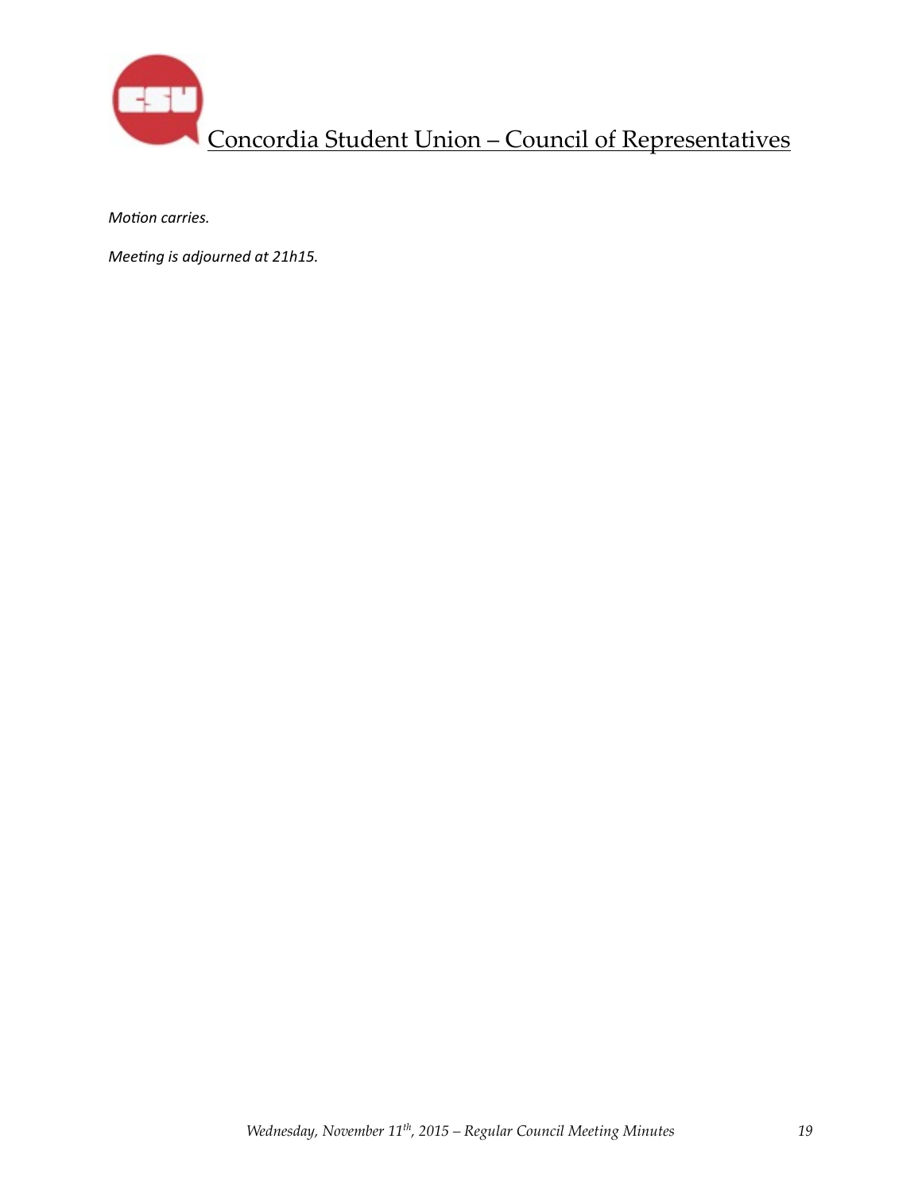*Motion carries.*

*Meeting is adjourned at 21h15.*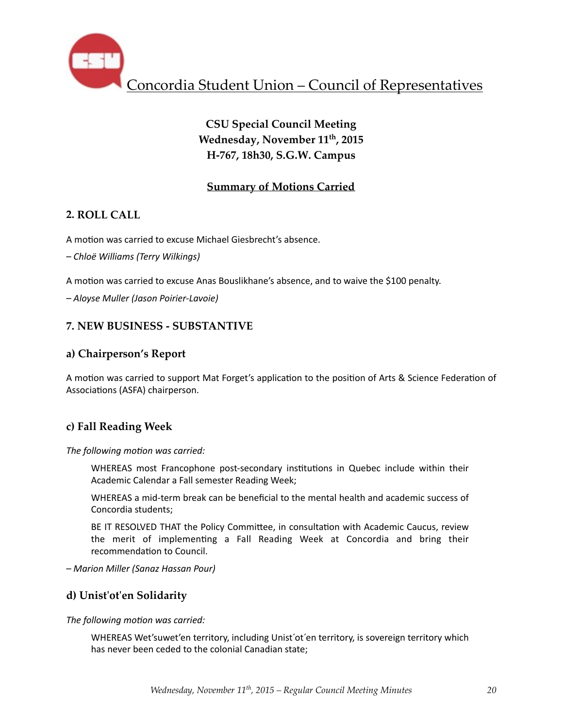Concordia Student Union – Council of Representatives

**CSU Special Council Meeting**
**Wednesday, November 11th, 2015**
**H-767, 18h30, S.G.W. Campus**

**Summary of Motions Carried**

## 2. ROLL CALL

A motion was carried to excuse Michael Giesbrecht's absence.

– *Chloë Williams (Terry Wilkings)*

A motion was carried to excuse Anas Bouslikhane's absence, and to waive the $100 penalty.

– *Aloyse Muller (Jason Poirier-Lavoie)*

## 7. NEW BUSINESS - SUBSTANTIVE

### a) Chairperson's Report

A motion was carried to support Mat Forget's application to the position of Arts & Science Federation of Associations (ASFA) chairperson.

### c) Fall Reading Week

*The following motion was carried:*

> WHEREAS most Francophone post-secondary institutions in Quebec include within their Academic Calendar a Fall semester Reading Week;
>
> WHEREAS a mid-term break can be beneficial to the mental health and academic success of Concordia students;
>
> BE IT RESOLVED THAT the Policy Committee, in consultation with Academic Caucus, review the merit of implementing a Fall Reading Week at Concordia and bring their recommendation to Council.

– *Marion Miller (Sanaz Hassan Pour)*

### d) Unist'ot'en Solidarity

*The following motion was carried:*

> WHEREAS Wet'suwet'en territory, including Unist´ot´en territory, is sovereign territory which has never been ceded to the colonial Canadian state;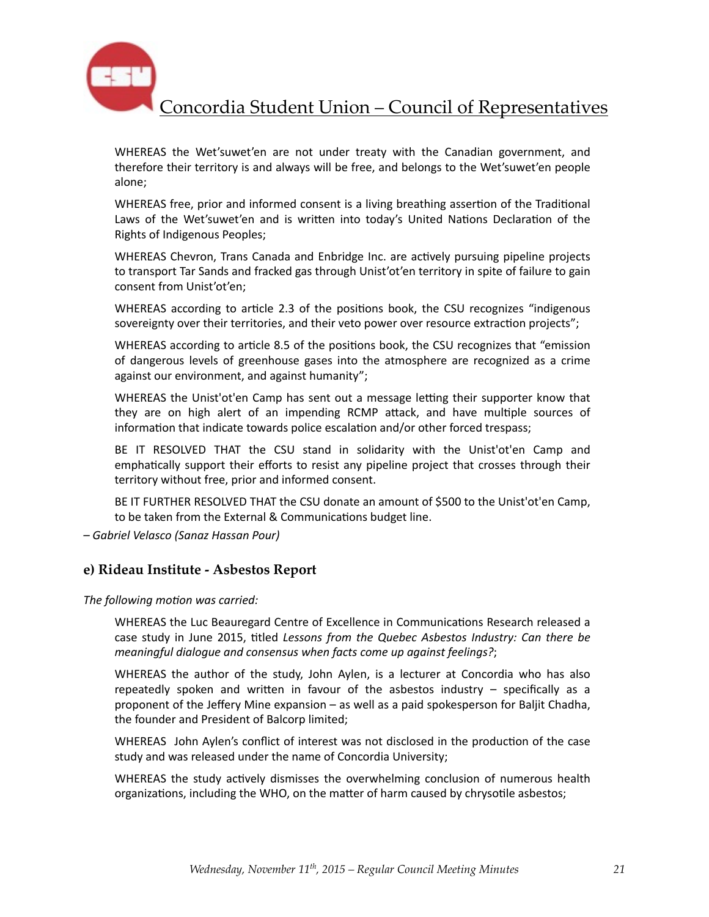WHEREAS the Wet'suwet'en are not under treaty with the Canadian government, and therefore their territory is and always will be free, and belongs to the Wet'suwet'en people alone;

WHEREAS free, prior and informed consent is a living breathing assertion of the Traditional Laws of the Wet'suwet'en and is written into today's United Nations Declaration of the Rights of Indigenous Peoples;

WHEREAS Chevron, Trans Canada and Enbridge Inc. are actively pursuing pipeline projects to transport Tar Sands and fracked gas through Unist'ot'en territory in spite of failure to gain consent from Unist'ot'en;

WHEREAS according to article 2.3 of the positions book, the CSU recognizes "indigenous sovereignty over their territories, and their veto power over resource extraction projects";

WHEREAS according to article 8.5 of the positions book, the CSU recognizes that "emission of dangerous levels of greenhouse gases into the atmosphere are recognized as a crime against our environment, and against humanity";

WHEREAS the Unist'ot'en Camp has sent out a message letting their supporter know that they are on high alert of an impending RCMP attack, and have multiple sources of information that indicate towards police escalation and/or other forced trespass;

BE IT RESOLVED THAT the CSU stand in solidarity with the Unist'ot'en Camp and emphatically support their efforts to resist any pipeline project that crosses through their territory without free, prior and informed consent.

BE IT FURTHER RESOLVED THAT the CSU donate an amount of $500 to the Unist'ot'en Camp, to be taken from the External & Communications budget line.

*– Gabriel Velasco (Sanaz Hassan Pour)*

### e) Rideau Institute - Asbestos Report

*The following motion was carried:*

WHEREAS the Luc Beauregard Centre of Excellence in Communications Research released a case study in June 2015, titled *Lessons from the Quebec Asbestos Industry: Can there be meaningful dialogue and consensus when facts come up against feelings?*;

WHEREAS the author of the study, John Aylen, is a lecturer at Concordia who has also repeatedly spoken and written in favour of the asbestos industry – specifically as a proponent of the Jeffery Mine expansion – as well as a paid spokesperson for Baljit Chadha, the founder and President of Balcorp limited;

WHEREAS John Aylen's conflict of interest was not disclosed in the production of the case study and was released under the name of Concordia University;

WHEREAS the study actively dismisses the overwhelming conclusion of numerous health organizations, including the WHO, on the matter of harm caused by chrysotile asbestos;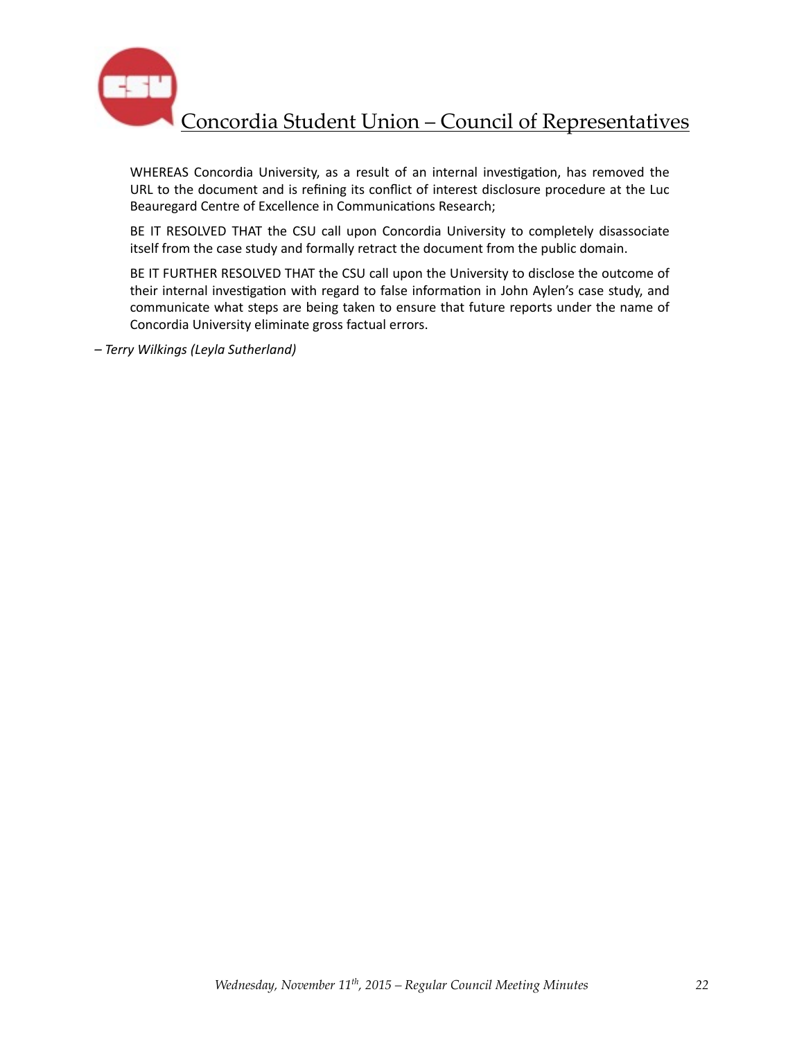WHEREAS Concordia University, as a result of an internal investigation, has removed the URL to the document and is refining its conflict of interest disclosure procedure at the Luc Beauregard Centre of Excellence in Communications Research;

BE IT RESOLVED THAT the CSU call upon Concordia University to completely disassociate itself from the case study and formally retract the document from the public domain.

BE IT FURTHER RESOLVED THAT the CSU call upon the University to disclose the outcome of their internal investigation with regard to false information in John Aylen's case study, and communicate what steps are being taken to ensure that future reports under the name of Concordia University eliminate gross factual errors.

*– Terry Wilkings (Leyla Sutherland)*